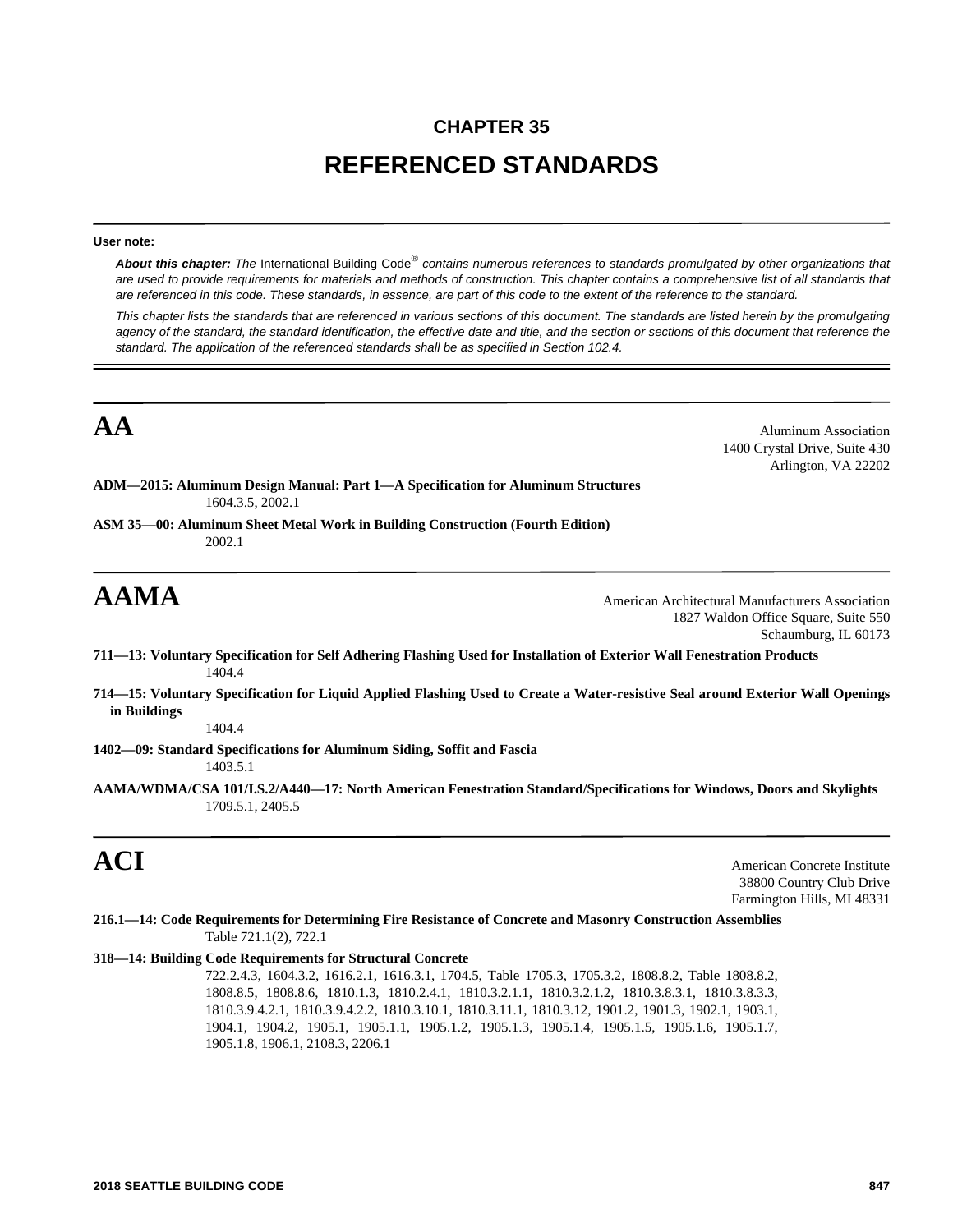# CHAPTER 35

# REFERENCED STANDARDS

**User note:**

***About this chapter:*** *The* International Building Code® *contains numerous references to standards promulgated by other organizations that are used to provide requirements for materials and methods of construction. This chapter contains a comprehensive list of all standards that are referenced in this code. These standards, in essence, are part of this code to the extent of the reference to the standard.*

*This chapter lists the standards that are referenced in various sections of this document. The standards are listed herein by the promulgating agency of the standard, the standard identification, the effective date and title, and the section or sections of this document that reference the standard. The application of the referenced standards shall be as specified in Section 102.4.*

## AA

Aluminum Association
1400 Crystal Drive, Suite 430
Arlington, VA 22202

**ADM—2015: Aluminum Design Manual: Part 1—A Specification for Aluminum Structures**
1604.3.5, 2002.1

**ASM 35—00: Aluminum Sheet Metal Work in Building Construction (Fourth Edition)**
2002.1

## AAMA

American Architectural Manufacturers Association
1827 Waldon Office Square, Suite 550
Schaumburg, IL 60173

**711—13: Voluntary Specification for Self Adhering Flashing Used for Installation of Exterior Wall Fenestration Products**
1404.4

**714—15: Voluntary Specification for Liquid Applied Flashing Used to Create a Water-resistive Seal around Exterior Wall Openings in Buildings**
1404.4

**1402—09: Standard Specifications for Aluminum Siding, Soffit and Fascia**
1403.5.1

**AAMA/WDMA/CSA 101/I.S.2/A440—17: North American Fenestration Standard/Specifications for Windows, Doors and Skylights**
1709.5.1, 2405.5

## ACI

American Concrete Institute
38800 Country Club Drive
Farmington Hills, MI 48331

**216.1—14: Code Requirements for Determining Fire Resistance of Concrete and Masonry Construction Assemblies**
Table 721.1(2), 722.1

**318—14: Building Code Requirements for Structural Concrete**
722.2.4.3, 1604.3.2, 1616.2.1, 1616.3.1, 1704.5, Table 1705.3, 1705.3.2, 1808.8.2, Table 1808.8.2, 1808.8.5, 1808.8.6, 1810.1.3, 1810.2.4.1, 1810.3.2.1.1, 1810.3.2.1.2, 1810.3.8.3.1, 1810.3.8.3.3, 1810.3.9.4.2.1, 1810.3.9.4.2.2, 1810.3.10.1, 1810.3.11.1, 1810.3.12, 1901.2, 1901.3, 1902.1, 1903.1, 1904.1, 1904.2, 1905.1, 1905.1.1, 1905.1.2, 1905.1.3, 1905.1.4, 1905.1.5, 1905.1.6, 1905.1.7, 1905.1.8, 1906.1, 2108.3, 2206.1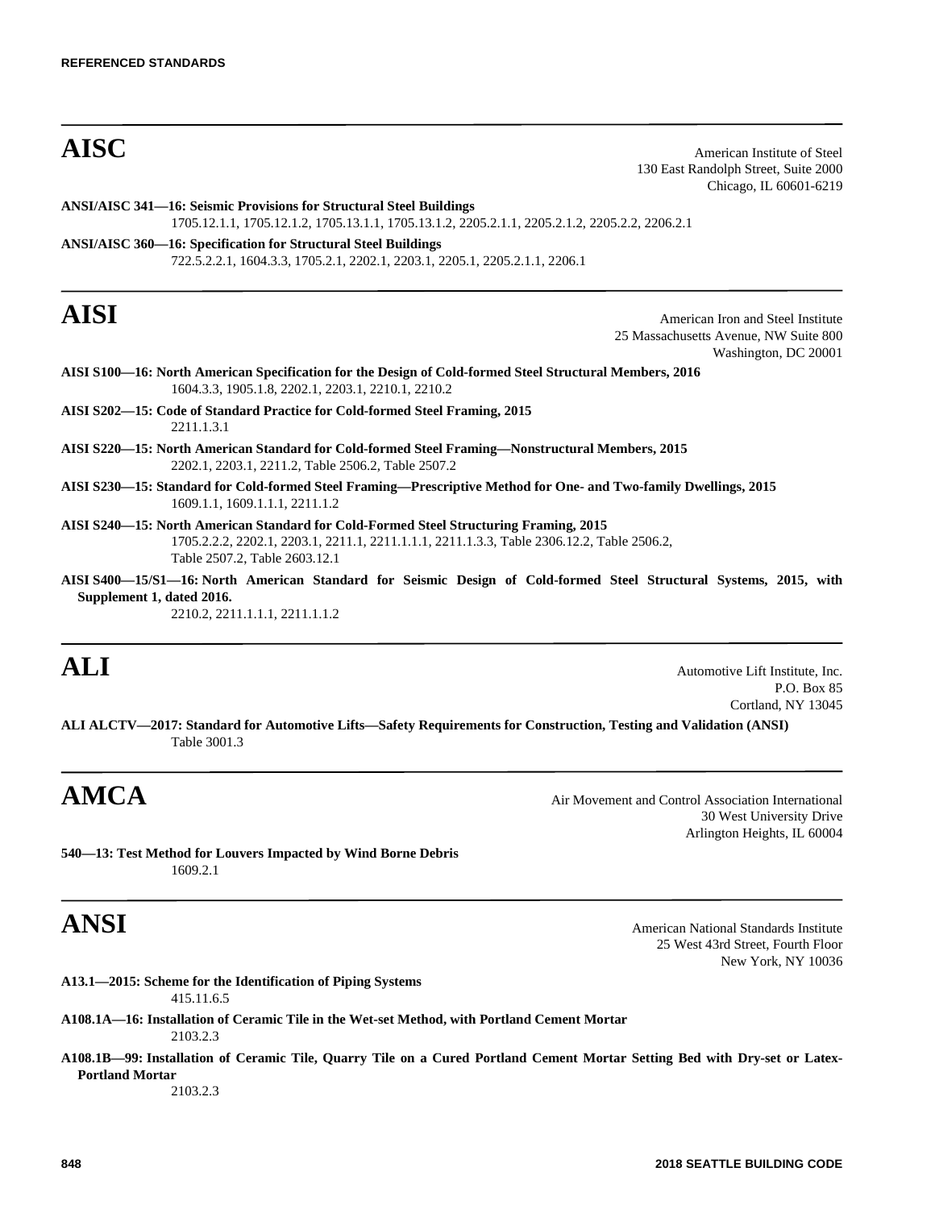## AISC

American Institute of Steel
130 East Randolph Street, Suite 2000
Chicago, IL 60601-6219

**ANSI/AISC 341—16: Seismic Provisions for Structural Steel Buildings**
1705.12.1.1, 1705.12.1.2, 1705.13.1.1, 1705.13.1.2, 2205.2.1.1, 2205.2.1.2, 2205.2.2, 2206.2.1

**ANSI/AISC 360—16: Specification for Structural Steel Buildings**
722.5.2.2.1, 1604.3.3, 1705.2.1, 2202.1, 2203.1, 2205.1, 2205.2.1.1, 2206.1

## AISI

American Iron and Steel Institute
25 Massachusetts Avenue, NW Suite 800
Washington, DC 20001

**AISI S100—16: North American Specification for the Design of Cold-formed Steel Structural Members, 2016**
1604.3.3, 1905.1.8, 2202.1, 2203.1, 2210.1, 2210.2

**AISI S202—15: Code of Standard Practice for Cold-formed Steel Framing, 2015**
2211.1.3.1

**AISI S220—15: North American Standard for Cold-formed Steel Framing—Nonstructural Members, 2015**
2202.1, 2203.1, 2211.2, Table 2506.2, Table 2507.2

**AISI S230—15: Standard for Cold-formed Steel Framing—Prescriptive Method for One- and Two-family Dwellings, 2015**
1609.1.1, 1609.1.1.1, 2211.1.2

**AISI S240—15: North American Standard for Cold-Formed Steel Structuring Framing, 2015**
1705.2.2.2, 2202.1, 2203.1, 2211.1, 2211.1.1.1, 2211.1.3.3, Table 2306.12.2, Table 2506.2, Table 2507.2, Table 2603.12.1

**AISI S400—15/S1—16: North American Standard for Seismic Design of Cold-formed Steel Structural Systems, 2015, with Supplement 1, dated 2016.**
2210.2, 2211.1.1.1, 2211.1.1.2

## ALI

Automotive Lift Institute, Inc.
P.O. Box 85
Cortland, NY 13045

**ALI ALCTV—2017: Standard for Automotive Lifts—Safety Requirements for Construction, Testing and Validation (ANSI)**
Table 3001.3

## AMCA

Air Movement and Control Association International
30 West University Drive
Arlington Heights, IL 60004

**540—13: Test Method for Louvers Impacted by Wind Borne Debris**
1609.2.1

## ANSI

American National Standards Institute
25 West 43rd Street, Fourth Floor
New York, NY 10036

**A13.1—2015: Scheme for the Identification of Piping Systems**
415.11.6.5

**A108.1A—16: Installation of Ceramic Tile in the Wet-set Method, with Portland Cement Mortar**
2103.2.3

**A108.1B—99: Installation of Ceramic Tile, Quarry Tile on a Cured Portland Cement Mortar Setting Bed with Dry-set or Latex-Portland Mortar**
2103.2.3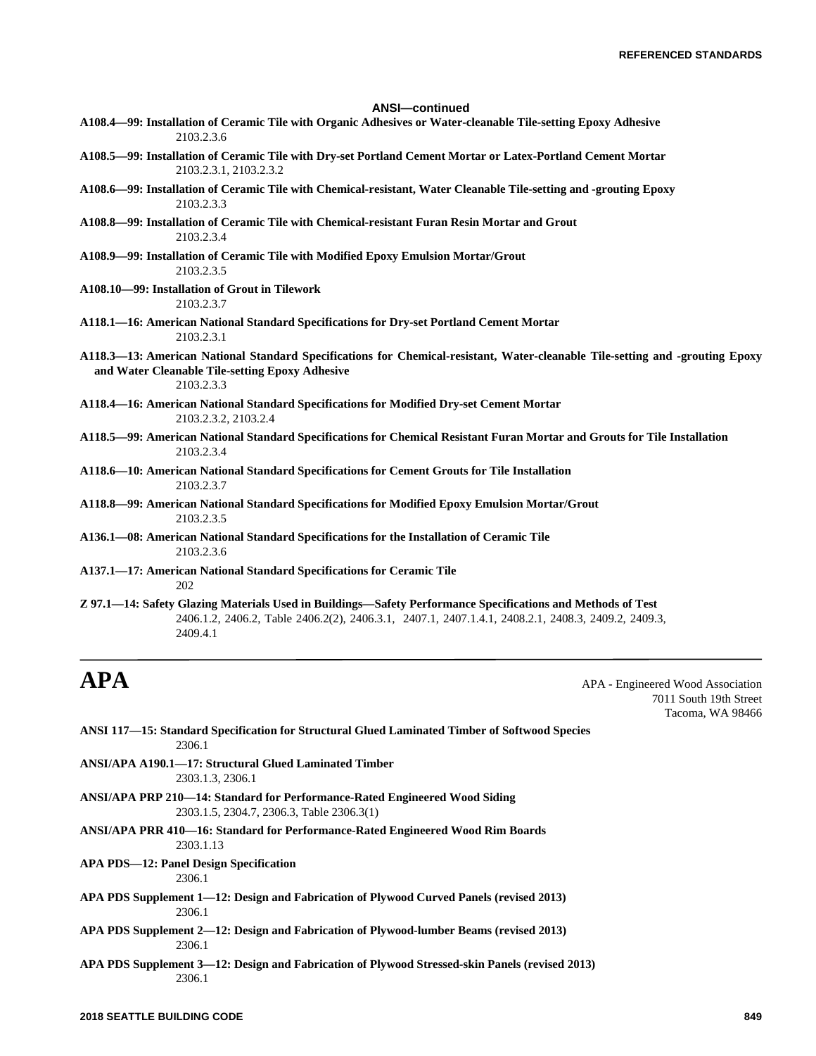**ANSI—continued**

**A108.4—99: Installation of Ceramic Tile with Organic Adhesives or Water-cleanable Tile-setting Epoxy Adhesive**
2103.2.3.6

**A108.5—99: Installation of Ceramic Tile with Dry-set Portland Cement Mortar or Latex-Portland Cement Mortar**
2103.2.3.1, 2103.2.3.2

**A108.6—99: Installation of Ceramic Tile with Chemical-resistant, Water Cleanable Tile-setting and -grouting Epoxy**
2103.2.3.3

**A108.8—99: Installation of Ceramic Tile with Chemical-resistant Furan Resin Mortar and Grout**
2103.2.3.4

**A108.9—99: Installation of Ceramic Tile with Modified Epoxy Emulsion Mortar/Grout**
2103.2.3.5

**A108.10—99: Installation of Grout in Tilework**
2103.2.3.7

**A118.1—16: American National Standard Specifications for Dry-set Portland Cement Mortar**
2103.2.3.1

**A118.3—13: American National Standard Specifications for Chemical-resistant, Water-cleanable Tile-setting and -grouting Epoxy and Water Cleanable Tile-setting Epoxy Adhesive**
2103.2.3.3

**A118.4—16: American National Standard Specifications for Modified Dry-set Cement Mortar**
2103.2.3.2, 2103.2.4

**A118.5—99: American National Standard Specifications for Chemical Resistant Furan Mortar and Grouts for Tile Installation**
2103.2.3.4

**A118.6—10: American National Standard Specifications for Cement Grouts for Tile Installation**
2103.2.3.7

**A118.8—99: American National Standard Specifications for Modified Epoxy Emulsion Mortar/Grout**
2103.2.3.5

**A136.1—08: American National Standard Specifications for the Installation of Ceramic Tile**
2103.2.3.6

**A137.1—17: American National Standard Specifications for Ceramic Tile**
202

**Z 97.1—14: Safety Glazing Materials Used in Buildings—Safety Performance Specifications and Methods of Test**
2406.1.2, 2406.2, Table 2406.2(2), 2406.3.1, 2407.1, 2407.1.4.1, 2408.2.1, 2408.3, 2409.2, 2409.3, 2409.4.1

# APA

APA - Engineered Wood Association
7011 South 19th Street
Tacoma, WA 98466

**ANSI 117—15: Standard Specification for Structural Glued Laminated Timber of Softwood Species**
2306.1

**ANSI/APA A190.1—17: Structural Glued Laminated Timber**
2303.1.3, 2306.1

**ANSI/APA PRP 210—14: Standard for Performance-Rated Engineered Wood Siding**
2303.1.5, 2304.7, 2306.3, Table 2306.3(1)

**ANSI/APA PRR 410—16: Standard for Performance-Rated Engineered Wood Rim Boards**
2303.1.13

**APA PDS—12: Panel Design Specification**
2306.1

**APA PDS Supplement 1—12: Design and Fabrication of Plywood Curved Panels (revised 2013)**
2306.1

**APA PDS Supplement 2—12: Design and Fabrication of Plywood-lumber Beams (revised 2013)**
2306.1

**APA PDS Supplement 3—12: Design and Fabrication of Plywood Stressed-skin Panels (revised 2013)**
2306.1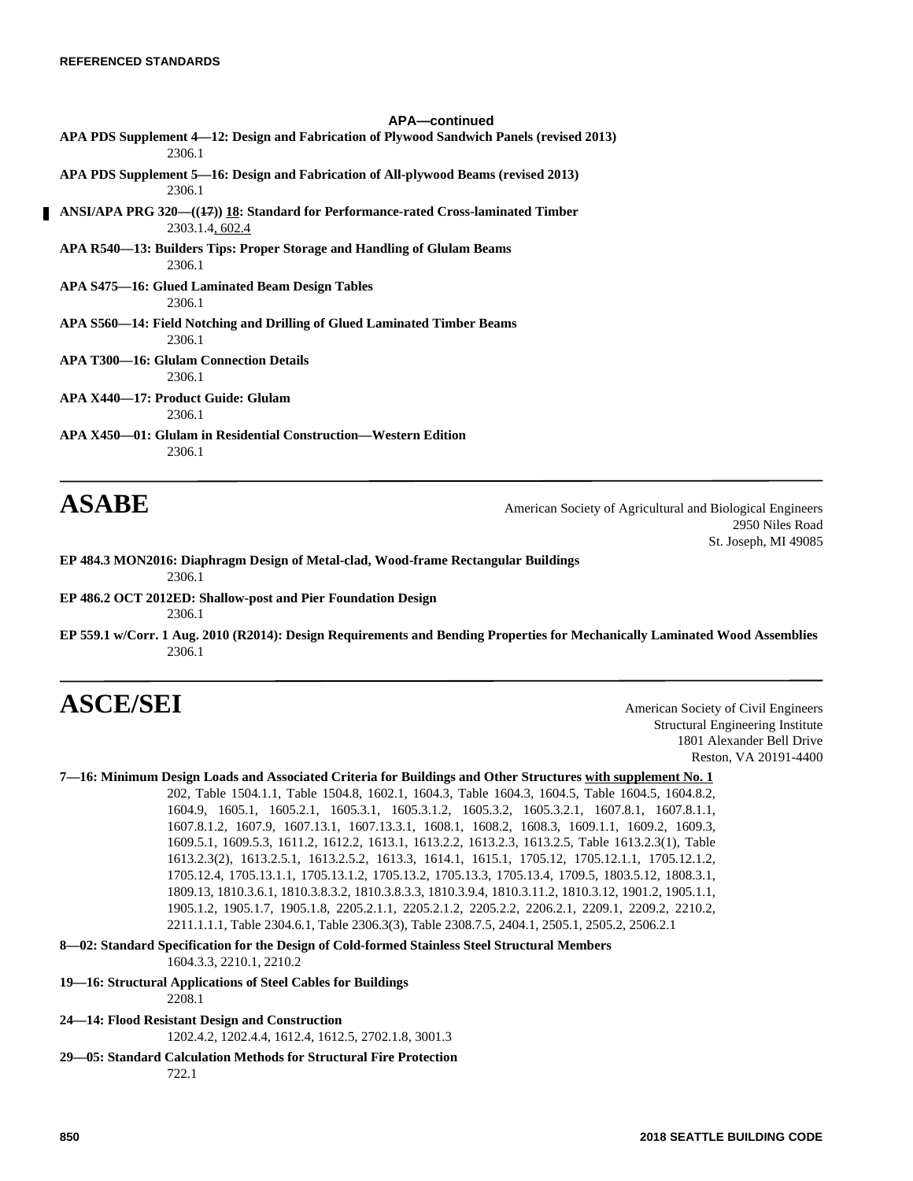**APA—continued**

**APA PDS Supplement 4—12: Design and Fabrication of Plywood Sandwich Panels (revised 2013)**
2306.1

**APA PDS Supplement 5—16: Design and Fabrication of All-plywood Beams (revised 2013)**
2306.1

**ANSI/APA PRG 320—((~~17~~)) 18: Standard for Performance-rated Cross-laminated Timber**
2303.1.4, 602.4

**APA R540—13: Builders Tips: Proper Storage and Handling of Glulam Beams**
2306.1

**APA S475—16: Glued Laminated Beam Design Tables**
2306.1

**APA S560—14: Field Notching and Drilling of Glued Laminated Timber Beams**
2306.1

**APA T300—16: Glulam Connection Details**
2306.1

**APA X440—17: Product Guide: Glulam**
2306.1

**APA X450—01: Glulam in Residential Construction—Western Edition**
2306.1

# ASABE

American Society of Agricultural and Biological Engineers
2950 Niles Road
St. Joseph, MI 49085

**EP 484.3 MON2016: Diaphragm Design of Metal-clad, Wood-frame Rectangular Buildings**
2306.1

**EP 486.2 OCT 2012ED: Shallow-post and Pier Foundation Design**
2306.1

**EP 559.1 w/Corr. 1 Aug. 2010 (R2014): Design Requirements and Bending Properties for Mechanically Laminated Wood Assemblies**
2306.1

# ASCE/SEI

American Society of Civil Engineers
Structural Engineering Institute
1801 Alexander Bell Drive
Reston, VA 20191-4400

**7—16: Minimum Design Loads and Associated Criteria for Buildings and Other Structures with supplement No. 1**
202, Table 1504.1.1, Table 1504.8, 1602.1, 1604.3, Table 1604.3, 1604.5, Table 1604.5, 1604.8.2, 1604.9, 1605.1, 1605.2.1, 1605.3.1, 1605.3.1.2, 1605.3.2, 1605.3.2.1, 1607.8.1, 1607.8.1.1, 1607.8.1.2, 1607.9, 1607.13.1, 1607.13.3.1, 1608.1, 1608.2, 1608.3, 1609.1.1, 1609.2, 1609.3, 1609.5.1, 1609.5.3, 1611.2, 1612.2, 1613.1, 1613.2.2, 1613.2.3, 1613.2.5, Table 1613.2.3(1), Table 1613.2.3(2), 1613.2.5.1, 1613.2.5.2, 1613.3, 1614.1, 1615.1, 1705.12, 1705.12.1.1, 1705.12.1.2, 1705.12.4, 1705.13.1.1, 1705.13.1.2, 1705.13.2, 1705.13.3, 1705.13.4, 1709.5, 1803.5.12, 1808.3.1, 1809.13, 1810.3.6.1, 1810.3.8.3.2, 1810.3.8.3.3, 1810.3.9.4, 1810.3.11.2, 1810.3.12, 1901.2, 1905.1.1, 1905.1.2, 1905.1.7, 1905.1.8, 2205.2.1.1, 2205.2.1.2, 2205.2.2, 2206.2.1, 2209.1, 2209.2, 2210.2, 2211.1.1.1, Table 2304.6.1, Table 2306.3(3), Table 2308.7.5, 2404.1, 2505.1, 2505.2, 2506.2.1

**8—02: Standard Specification for the Design of Cold-formed Stainless Steel Structural Members**
1604.3.3, 2210.1, 2210.2

**19—16: Structural Applications of Steel Cables for Buildings**
2208.1

**24—14: Flood Resistant Design and Construction**
1202.4.2, 1202.4.4, 1612.4, 1612.5, 2702.1.8, 3001.3

**29—05: Standard Calculation Methods for Structural Fire Protection**
722.1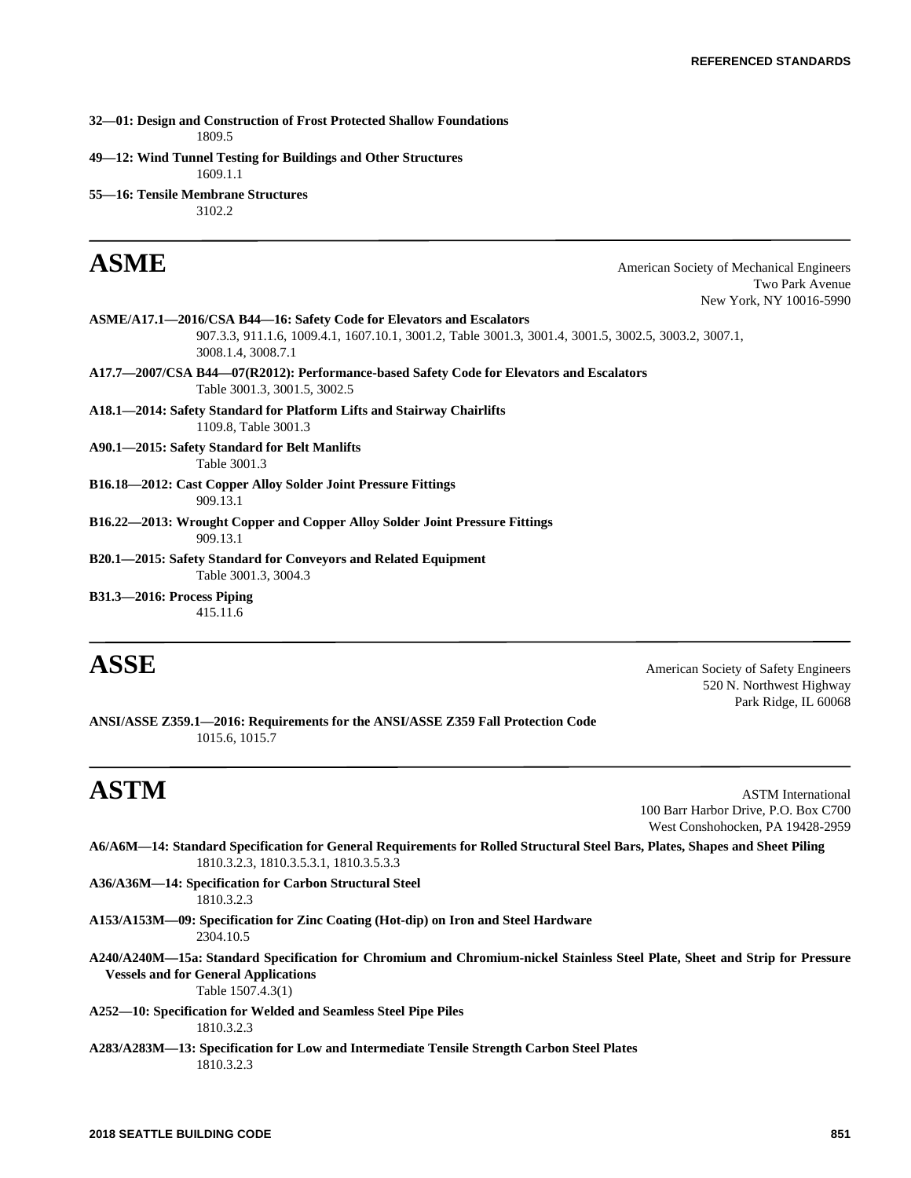**32—01: Design and Construction of Frost Protected Shallow Foundations**
1809.5

**49—12: Wind Tunnel Testing for Buildings and Other Structures**
1609.1.1

**55—16: Tensile Membrane Structures**
3102.2

---

# ASME

American Society of Mechanical Engineers
Two Park Avenue
New York, NY 10016-5990

**ASME/A17.1—2016/CSA B44—16: Safety Code for Elevators and Escalators**
907.3.3, 911.1.6, 1009.4.1, 1607.10.1, 3001.2, Table 3001.3, 3001.4, 3001.5, 3002.5, 3003.2, 3007.1, 3008.1.4, 3008.7.1

**A17.7—2007/CSA B44—07(R2012): Performance-based Safety Code for Elevators and Escalators**
Table 3001.3, 3001.5, 3002.5

**A18.1—2014: Safety Standard for Platform Lifts and Stairway Chairlifts**
1109.8, Table 3001.3

**A90.1—2015: Safety Standard for Belt Manlifts**
Table 3001.3

**B16.18—2012: Cast Copper Alloy Solder Joint Pressure Fittings**
909.13.1

**B16.22—2013: Wrought Copper and Copper Alloy Solder Joint Pressure Fittings**
909.13.1

**B20.1—2015: Safety Standard for Conveyors and Related Equipment**
Table 3001.3, 3004.3

**B31.3—2016: Process Piping**
415.11.6

---

# ASSE

American Society of Safety Engineers
520 N. Northwest Highway
Park Ridge, IL 60068

**ANSI/ASSE Z359.1—2016: Requirements for the ANSI/ASSE Z359 Fall Protection Code**
1015.6, 1015.7

---

# ASTM

ASTM International
100 Barr Harbor Drive, P.O. Box C700
West Conshohocken, PA 19428-2959

**A6/A6M—14: Standard Specification for General Requirements for Rolled Structural Steel Bars, Plates, Shapes and Sheet Piling**
1810.3.2.3, 1810.3.5.3.1, 1810.3.5.3.3

**A36/A36M—14: Specification for Carbon Structural Steel**
1810.3.2.3

**A153/A153M—09: Specification for Zinc Coating (Hot-dip) on Iron and Steel Hardware**
2304.10.5

**A240/A240M—15a: Standard Specification for Chromium and Chromium-nickel Stainless Steel Plate, Sheet and Strip for Pressure Vessels and for General Applications**
Table 1507.4.3(1)

**A252—10: Specification for Welded and Seamless Steel Pipe Piles**
1810.3.2.3

**A283/A283M—13: Specification for Low and Intermediate Tensile Strength Carbon Steel Plates**
1810.3.2.3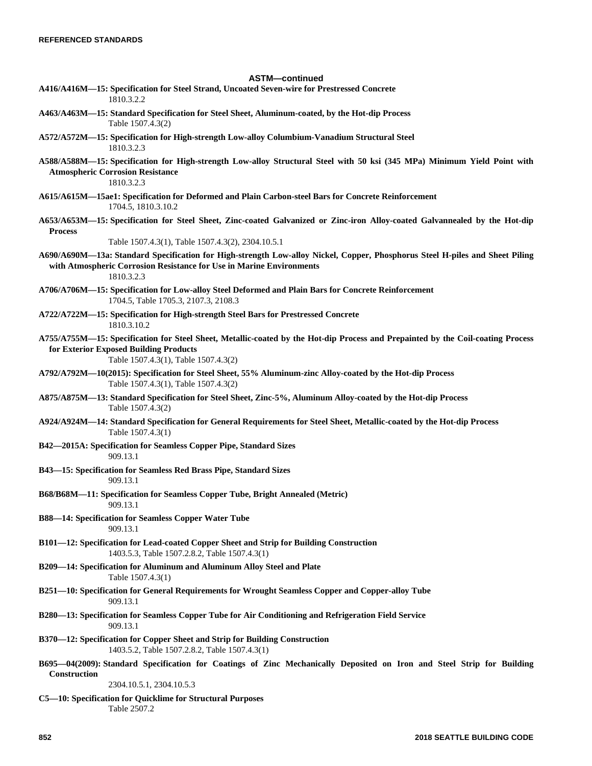### ASTM—continued

**A416/A416M—15: Specification for Steel Strand, Uncoated Seven-wire for Prestressed Concrete**
1810.3.2.2

**A463/A463M—15: Standard Specification for Steel Sheet, Aluminum-coated, by the Hot-dip Process**
Table 1507.4.3(2)

**A572/A572M—15: Specification for High-strength Low-alloy Columbium-Vanadium Structural Steel**
1810.3.2.3

**A588/A588M—15: Specification for High-strength Low-alloy Structural Steel with 50 ksi (345 MPa) Minimum Yield Point with Atmospheric Corrosion Resistance**
1810.3.2.3

**A615/A615M—15ae1: Specification for Deformed and Plain Carbon-steel Bars for Concrete Reinforcement**
1704.5, 1810.3.10.2

**A653/A653M—15: Specification for Steel Sheet, Zinc-coated Galvanized or Zinc-iron Alloy-coated Galvannealed by the Hot-dip Process**
Table 1507.4.3(1), Table 1507.4.3(2), 2304.10.5.1

**A690/A690M—13a: Standard Specification for High-strength Low-alloy Nickel, Copper, Phosphorus Steel H-piles and Sheet Piling with Atmospheric Corrosion Resistance for Use in Marine Environments**
1810.3.2.3

**A706/A706M—15: Specification for Low-alloy Steel Deformed and Plain Bars for Concrete Reinforcement**
1704.5, Table 1705.3, 2107.3, 2108.3

**A722/A722M—15: Specification for High-strength Steel Bars for Prestressed Concrete**
1810.3.10.2

**A755/A755M—15: Specification for Steel Sheet, Metallic-coated by the Hot-dip Process and Prepainted by the Coil-coating Process for Exterior Exposed Building Products**
Table 1507.4.3(1), Table 1507.4.3(2)

**A792/A792M—10(2015): Specification for Steel Sheet, 55% Aluminum-zinc Alloy-coated by the Hot-dip Process**
Table 1507.4.3(1), Table 1507.4.3(2)

**A875/A875M—13: Standard Specification for Steel Sheet, Zinc-5%, Aluminum Alloy-coated by the Hot-dip Process**
Table 1507.4.3(2)

**A924/A924M—14: Standard Specification for General Requirements for Steel Sheet, Metallic-coated by the Hot-dip Process**
Table 1507.4.3(1)

**B42—2015A: Specification for Seamless Copper Pipe, Standard Sizes**
909.13.1

**B43—15: Specification for Seamless Red Brass Pipe, Standard Sizes**
909.13.1

**B68/B68M—11: Specification for Seamless Copper Tube, Bright Annealed (Metric)**
909.13.1

**B88—14: Specification for Seamless Copper Water Tube**
909.13.1

**B101—12: Specification for Lead-coated Copper Sheet and Strip for Building Construction**
1403.5.3, Table 1507.2.8.2, Table 1507.4.3(1)

**B209—14: Specification for Aluminum and Aluminum Alloy Steel and Plate**
Table 1507.4.3(1)

**B251—10: Specification for General Requirements for Wrought Seamless Copper and Copper-alloy Tube**
909.13.1

**B280—13: Specification for Seamless Copper Tube for Air Conditioning and Refrigeration Field Service**
909.13.1

**B370—12: Specification for Copper Sheet and Strip for Building Construction**
1403.5.2, Table 1507.2.8.2, Table 1507.4.3(1)

**B695—04(2009): Standard Specification for Coatings of Zinc Mechanically Deposited on Iron and Steel Strip for Building Construction**
2304.10.5.1, 2304.10.5.3

**C5—10: Specification for Quicklime for Structural Purposes**
Table 2507.2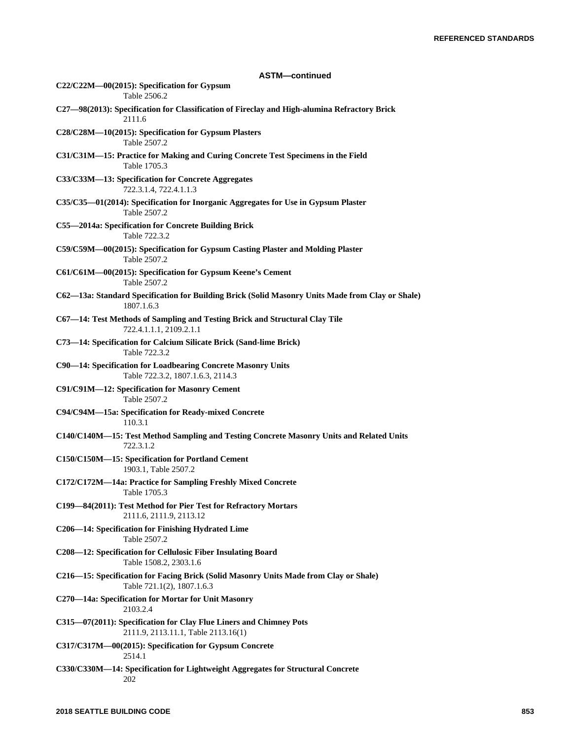## ASTM—continued

**C22/C22M—00(2015): Specification for Gypsum**
Table 2506.2

**C27—98(2013): Specification for Classification of Fireclay and High-alumina Refractory Brick**
2111.6

**C28/C28M—10(2015): Specification for Gypsum Plasters**
Table 2507.2

**C31/C31M—15: Practice for Making and Curing Concrete Test Specimens in the Field**
Table 1705.3

**C33/C33M—13: Specification for Concrete Aggregates**
722.3.1.4, 722.4.1.1.3

**C35/C35—01(2014): Specification for Inorganic Aggregates for Use in Gypsum Plaster**
Table 2507.2

**C55—2014a: Specification for Concrete Building Brick**
Table 722.3.2

**C59/C59M—00(2015): Specification for Gypsum Casting Plaster and Molding Plaster**
Table 2507.2

**C61/C61M—00(2015): Specification for Gypsum Keene's Cement**
Table 2507.2

**C62—13a: Standard Specification for Building Brick (Solid Masonry Units Made from Clay or Shale)**
1807.1.6.3

**C67—14: Test Methods of Sampling and Testing Brick and Structural Clay Tile**
722.4.1.1.1, 2109.2.1.1

**C73—14: Specification for Calcium Silicate Brick (Sand-lime Brick)**
Table 722.3.2

**C90—14: Specification for Loadbearing Concrete Masonry Units**
Table 722.3.2, 1807.1.6.3, 2114.3

**C91/C91M—12: Specification for Masonry Cement**
Table 2507.2

**C94/C94M—15a: Specification for Ready-mixed Concrete**
110.3.1

**C140/C140M—15: Test Method Sampling and Testing Concrete Masonry Units and Related Units**
722.3.1.2

**C150/C150M—15: Specification for Portland Cement**
1903.1, Table 2507.2

**C172/C172M—14a: Practice for Sampling Freshly Mixed Concrete**
Table 1705.3

**C199—84(2011): Test Method for Pier Test for Refractory Mortars**
2111.6, 2111.9, 2113.12

**C206—14: Specification for Finishing Hydrated Lime**
Table 2507.2

**C208—12: Specification for Cellulosic Fiber Insulating Board**
Table 1508.2, 2303.1.6

**C216—15: Specification for Facing Brick (Solid Masonry Units Made from Clay or Shale)**
Table 721.1(2), 1807.1.6.3

**C270—14a: Specification for Mortar for Unit Masonry**
2103.2.4

**C315—07(2011): Specification for Clay Flue Liners and Chimney Pots**
2111.9, 2113.11.1, Table 2113.16(1)

**C317/C317M—00(2015): Specification for Gypsum Concrete**
2514.1

**C330/C330M—14: Specification for Lightweight Aggregates for Structural Concrete**
202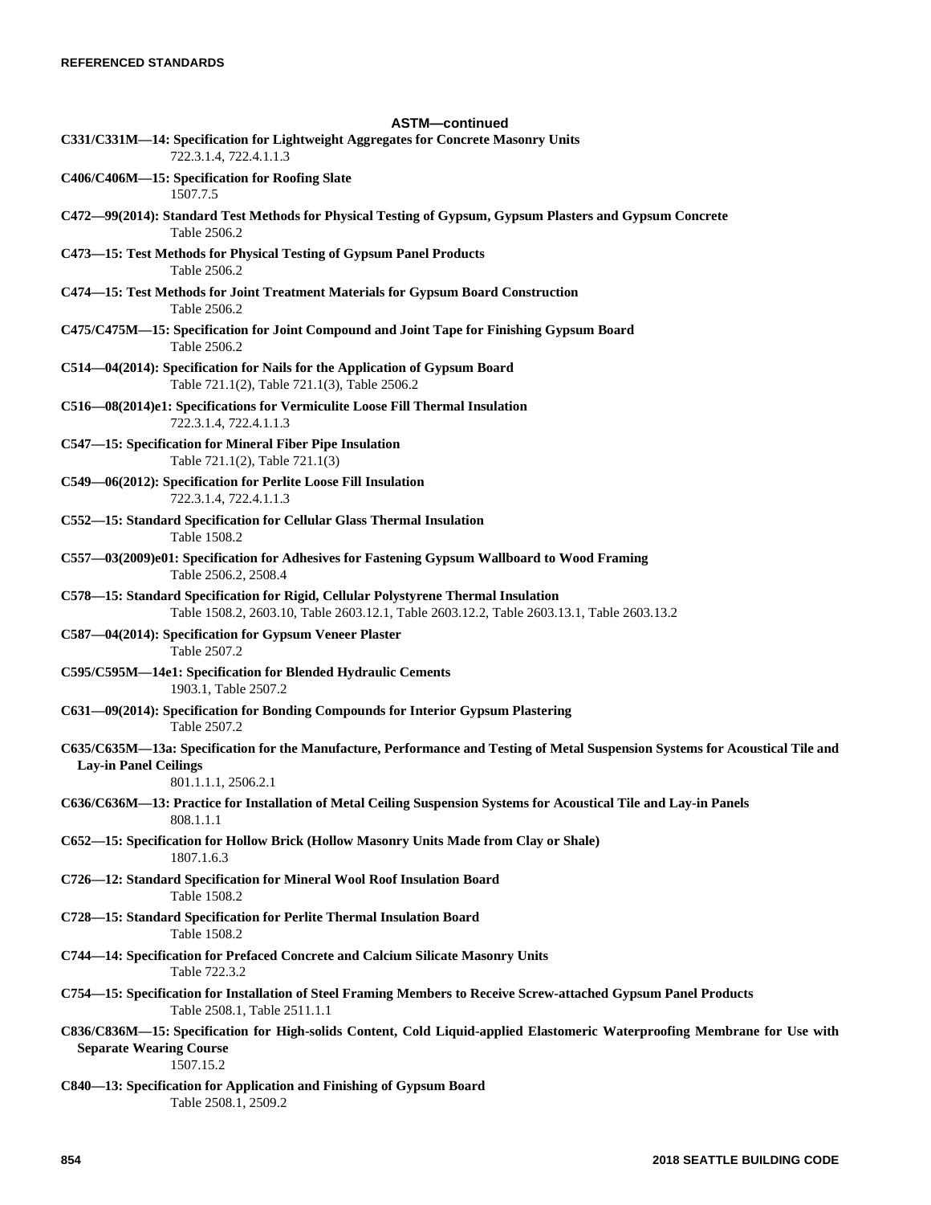## ASTM—continued

**C331/C331M—14: Specification for Lightweight Aggregates for Concrete Masonry Units**
722.3.1.4, 722.4.1.1.3

**C406/C406M—15: Specification for Roofing Slate**
1507.7.5

**C472—99(2014): Standard Test Methods for Physical Testing of Gypsum, Gypsum Plasters and Gypsum Concrete**
Table 2506.2

**C473—15: Test Methods for Physical Testing of Gypsum Panel Products**
Table 2506.2

**C474—15: Test Methods for Joint Treatment Materials for Gypsum Board Construction**
Table 2506.2

**C475/C475M—15: Specification for Joint Compound and Joint Tape for Finishing Gypsum Board**
Table 2506.2

**C514—04(2014): Specification for Nails for the Application of Gypsum Board**
Table 721.1(2), Table 721.1(3), Table 2506.2

**C516—08(2014)e1: Specifications for Vermiculite Loose Fill Thermal Insulation**
722.3.1.4, 722.4.1.1.3

**C547—15: Specification for Mineral Fiber Pipe Insulation**
Table 721.1(2), Table 721.1(3)

**C549—06(2012): Specification for Perlite Loose Fill Insulation**
722.3.1.4, 722.4.1.1.3

**C552—15: Standard Specification for Cellular Glass Thermal Insulation**
Table 1508.2

**C557—03(2009)e01: Specification for Adhesives for Fastening Gypsum Wallboard to Wood Framing**
Table 2506.2, 2508.4

**C578—15: Standard Specification for Rigid, Cellular Polystyrene Thermal Insulation**
Table 1508.2, 2603.10, Table 2603.12.1, Table 2603.12.2, Table 2603.13.1, Table 2603.13.2

**C587—04(2014): Specification for Gypsum Veneer Plaster**
Table 2507.2

**C595/C595M—14e1: Specification for Blended Hydraulic Cements**
1903.1, Table 2507.2

**C631—09(2014): Specification for Bonding Compounds for Interior Gypsum Plastering**
Table 2507.2

**C635/C635M—13a: Specification for the Manufacture, Performance and Testing of Metal Suspension Systems for Acoustical Tile and Lay-in Panel Ceilings**
801.1.1.1, 2506.2.1

**C636/C636M—13: Practice for Installation of Metal Ceiling Suspension Systems for Acoustical Tile and Lay-in Panels**
808.1.1.1

**C652—15: Specification for Hollow Brick (Hollow Masonry Units Made from Clay or Shale)**
1807.1.6.3

**C726—12: Standard Specification for Mineral Wool Roof Insulation Board**
Table 1508.2

**C728—15: Standard Specification for Perlite Thermal Insulation Board**
Table 1508.2

**C744—14: Specification for Prefaced Concrete and Calcium Silicate Masonry Units**
Table 722.3.2

**C754—15: Specification for Installation of Steel Framing Members to Receive Screw-attached Gypsum Panel Products**
Table 2508.1, Table 2511.1.1

**C836/C836M—15: Specification for High-solids Content, Cold Liquid-applied Elastomeric Waterproofing Membrane for Use with Separate Wearing Course**
1507.15.2

**C840—13: Specification for Application and Finishing of Gypsum Board**
Table 2508.1, 2509.2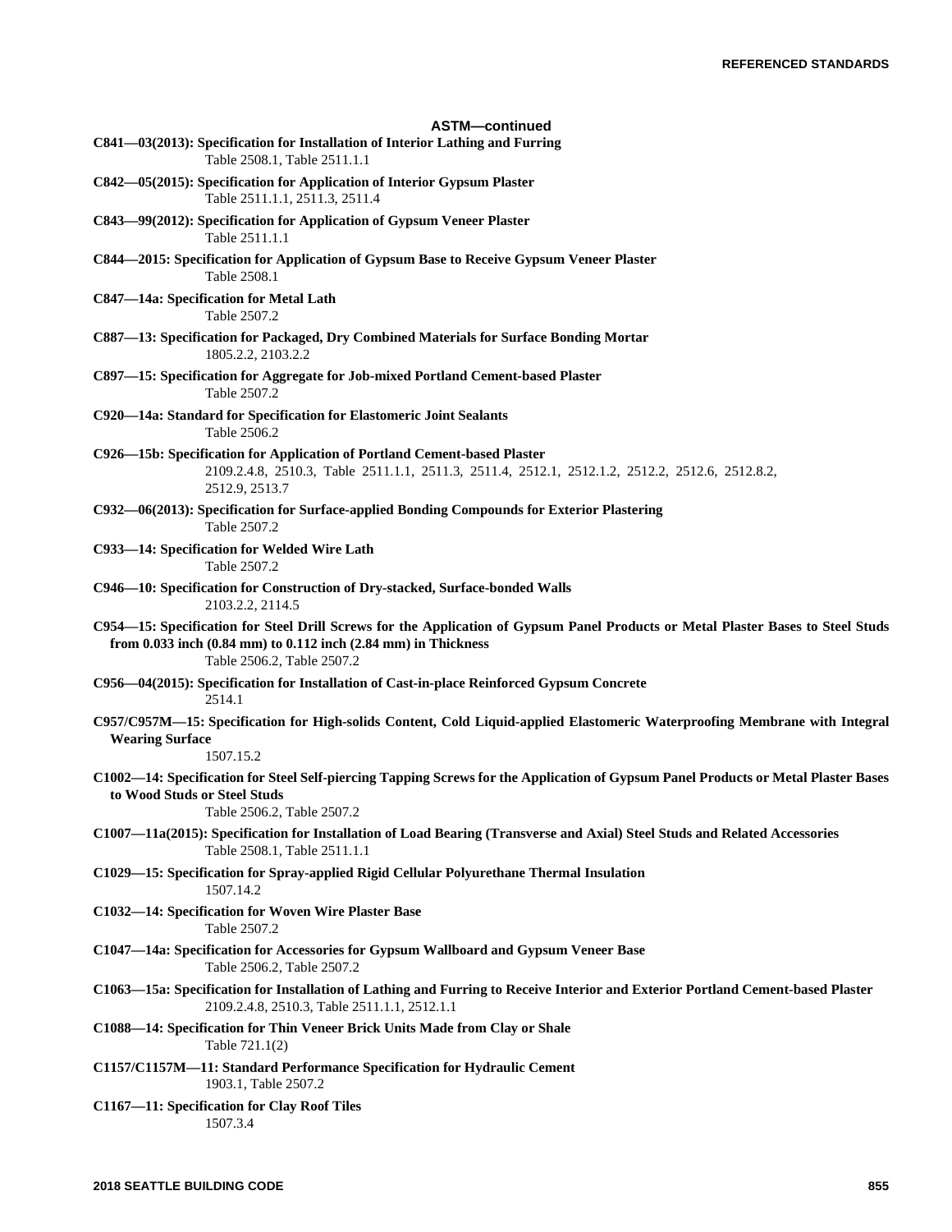**ASTM—continued**

**C841—03(2013): Specification for Installation of Interior Lathing and Furring**
Table 2508.1, Table 2511.1.1

**C842—05(2015): Specification for Application of Interior Gypsum Plaster**
Table 2511.1.1, 2511.3, 2511.4

**C843—99(2012): Specification for Application of Gypsum Veneer Plaster**
Table 2511.1.1

**C844—2015: Specification for Application of Gypsum Base to Receive Gypsum Veneer Plaster**
Table 2508.1

**C847—14a: Specification for Metal Lath**
Table 2507.2

**C887—13: Specification for Packaged, Dry Combined Materials for Surface Bonding Mortar**
1805.2.2, 2103.2.2

**C897—15: Specification for Aggregate for Job-mixed Portland Cement-based Plaster**
Table 2507.2

**C920—14a: Standard for Specification for Elastomeric Joint Sealants**
Table 2506.2

**C926—15b: Specification for Application of Portland Cement-based Plaster**
2109.2.4.8, 2510.3, Table 2511.1.1, 2511.3, 2511.4, 2512.1, 2512.1.2, 2512.2, 2512.6, 2512.8.2, 2512.9, 2513.7

**C932—06(2013): Specification for Surface-applied Bonding Compounds for Exterior Plastering**
Table 2507.2

**C933—14: Specification for Welded Wire Lath**
Table 2507.2

**C946—10: Specification for Construction of Dry-stacked, Surface-bonded Walls**
2103.2.2, 2114.5

**C954—15: Specification for Steel Drill Screws for the Application of Gypsum Panel Products or Metal Plaster Bases to Steel Studs from 0.033 inch (0.84 mm) to 0.112 inch (2.84 mm) in Thickness**
Table 2506.2, Table 2507.2

**C956—04(2015): Specification for Installation of Cast-in-place Reinforced Gypsum Concrete**
2514.1

**C957/C957M—15: Specification for High-solids Content, Cold Liquid-applied Elastomeric Waterproofing Membrane with Integral Wearing Surface**
1507.15.2

**C1002—14: Specification for Steel Self-piercing Tapping Screws for the Application of Gypsum Panel Products or Metal Plaster Bases to Wood Studs or Steel Studs**
Table 2506.2, Table 2507.2

**C1007—11a(2015): Specification for Installation of Load Bearing (Transverse and Axial) Steel Studs and Related Accessories**
Table 2508.1, Table 2511.1.1

**C1029—15: Specification for Spray-applied Rigid Cellular Polyurethane Thermal Insulation**
1507.14.2

**C1032—14: Specification for Woven Wire Plaster Base**
Table 2507.2

**C1047—14a: Specification for Accessories for Gypsum Wallboard and Gypsum Veneer Base**
Table 2506.2, Table 2507.2

**C1063—15a: Specification for Installation of Lathing and Furring to Receive Interior and Exterior Portland Cement-based Plaster**
2109.2.4.8, 2510.3, Table 2511.1.1, 2512.1.1

**C1088—14: Specification for Thin Veneer Brick Units Made from Clay or Shale**
Table 721.1(2)

**C1157/C1157M—11: Standard Performance Specification for Hydraulic Cement**
1903.1, Table 2507.2

**C1167—11: Specification for Clay Roof Tiles**
1507.3.4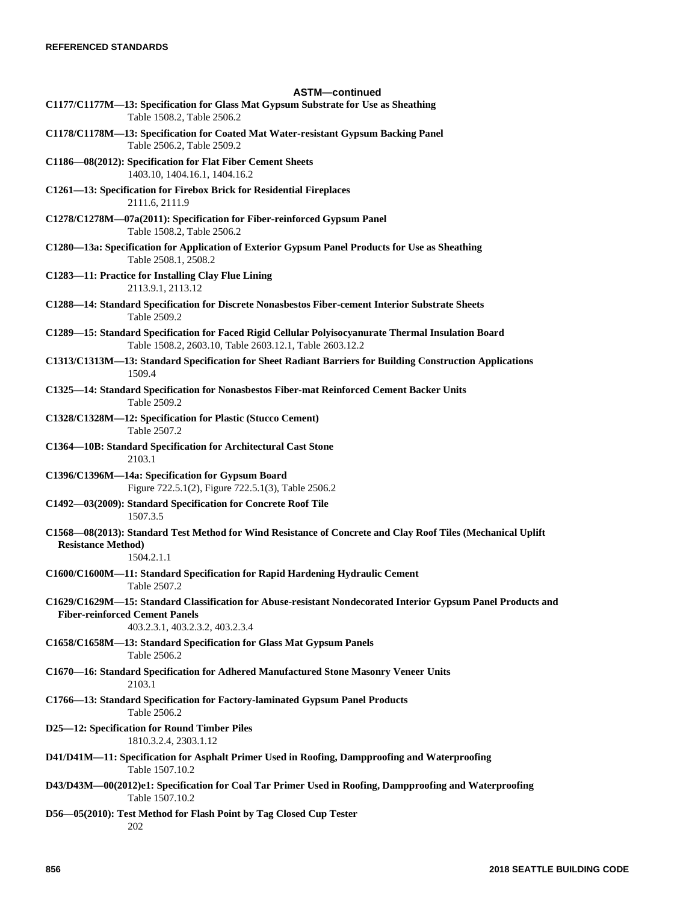## ASTM—continued

**C1177/C1177M—13: Specification for Glass Mat Gypsum Substrate for Use as Sheathing**
Table 1508.2, Table 2506.2

**C1178/C1178M—13: Specification for Coated Mat Water-resistant Gypsum Backing Panel**
Table 2506.2, Table 2509.2

**C1186—08(2012): Specification for Flat Fiber Cement Sheets**
1403.10, 1404.16.1, 1404.16.2

**C1261—13: Specification for Firebox Brick for Residential Fireplaces**
2111.6, 2111.9

**C1278/C1278M—07a(2011): Specification for Fiber-reinforced Gypsum Panel**
Table 1508.2, Table 2506.2

**C1280—13a: Specification for Application of Exterior Gypsum Panel Products for Use as Sheathing**
Table 2508.1, 2508.2

**C1283—11: Practice for Installing Clay Flue Lining**
2113.9.1, 2113.12

**C1288—14: Standard Specification for Discrete Nonasbestos Fiber-cement Interior Substrate Sheets**
Table 2509.2

**C1289—15: Standard Specification for Faced Rigid Cellular Polyisocyanurate Thermal Insulation Board**
Table 1508.2, 2603.10, Table 2603.12.1, Table 2603.12.2

**C1313/C1313M—13: Standard Specification for Sheet Radiant Barriers for Building Construction Applications**
1509.4

**C1325—14: Standard Specification for Nonasbestos Fiber-mat Reinforced Cement Backer Units**
Table 2509.2

**C1328/C1328M—12: Specification for Plastic (Stucco Cement)**
Table 2507.2

**C1364—10B: Standard Specification for Architectural Cast Stone**
2103.1

**C1396/C1396M—14a: Specification for Gypsum Board**
Figure 722.5.1(2), Figure 722.5.1(3), Table 2506.2

**C1492—03(2009): Standard Specification for Concrete Roof Tile**
1507.3.5

**C1568—08(2013): Standard Test Method for Wind Resistance of Concrete and Clay Roof Tiles (Mechanical Uplift Resistance Method)**
1504.2.1.1

**C1600/C1600M—11: Standard Specification for Rapid Hardening Hydraulic Cement**
Table 2507.2

**C1629/C1629M—15: Standard Classification for Abuse-resistant Nondecorated Interior Gypsum Panel Products and Fiber-reinforced Cement Panels**
403.2.3.1, 403.2.3.2, 403.2.3.4

**C1658/C1658M—13: Standard Specification for Glass Mat Gypsum Panels**
Table 2506.2

**C1670—16: Standard Specification for Adhered Manufactured Stone Masonry Veneer Units**
2103.1

**C1766—13: Standard Specification for Factory-laminated Gypsum Panel Products**
Table 2506.2

**D25—12: Specification for Round Timber Piles**
1810.3.2.4, 2303.1.12

**D41/D41M—11: Specification for Asphalt Primer Used in Roofing, Dampproofing and Waterproofing**
Table 1507.10.2

**D43/D43M—00(2012)e1: Specification for Coal Tar Primer Used in Roofing, Dampproofing and Waterproofing**
Table 1507.10.2

**D56—05(2010): Test Method for Flash Point by Tag Closed Cup Tester**
202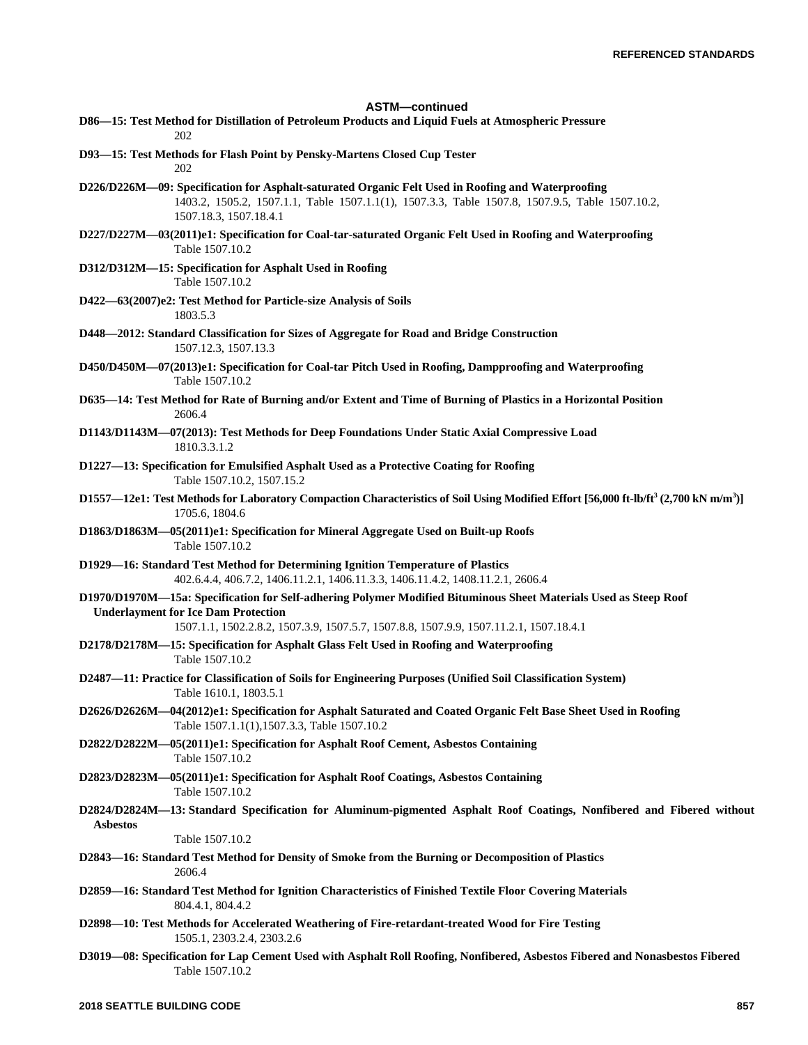## ASTM—continued

**D86—15: Test Method for Distillation of Petroleum Products and Liquid Fuels at Atmospheric Pressure**
202

**D93—15: Test Methods for Flash Point by Pensky-Martens Closed Cup Tester**
202

**D226/D226M—09: Specification for Asphalt-saturated Organic Felt Used in Roofing and Waterproofing**
1403.2, 1505.2, 1507.1.1, Table 1507.1.1(1), 1507.3.3, Table 1507.8, 1507.9.5, Table 1507.10.2, 1507.18.3, 1507.18.4.1

**D227/D227M—03(2011)e1: Specification for Coal-tar-saturated Organic Felt Used in Roofing and Waterproofing**
Table 1507.10.2

**D312/D312M—15: Specification for Asphalt Used in Roofing**
Table 1507.10.2

**D422—63(2007)e2: Test Method for Particle-size Analysis of Soils**
1803.5.3

**D448—2012: Standard Classification for Sizes of Aggregate for Road and Bridge Construction**
1507.12.3, 1507.13.3

**D450/D450M—07(2013)e1: Specification for Coal-tar Pitch Used in Roofing, Dampproofing and Waterproofing**
Table 1507.10.2

**D635—14: Test Method for Rate of Burning and/or Extent and Time of Burning of Plastics in a Horizontal Position**
2606.4

**D1143/D1143M—07(2013): Test Methods for Deep Foundations Under Static Axial Compressive Load**
1810.3.3.1.2

**D1227—13: Specification for Emulsified Asphalt Used as a Protective Coating for Roofing**
Table 1507.10.2, 1507.15.2

**D1557—12e1: Test Methods for Laboratory Compaction Characteristics of Soil Using Modified Effort [56,000 ft-lb/ft$^3$ (2,700 kN m/m$^3$)]**
1705.6, 1804.6

**D1863/D1863M—05(2011)e1: Specification for Mineral Aggregate Used on Built-up Roofs**
Table 1507.10.2

**D1929—16: Standard Test Method for Determining Ignition Temperature of Plastics**
402.6.4.4, 406.7.2, 1406.11.2.1, 1406.11.3.3, 1406.11.4.2, 1408.11.2.1, 2606.4

**D1970/D1970M—15a: Specification for Self-adhering Polymer Modified Bituminous Sheet Materials Used as Steep Roof Underlayment for Ice Dam Protection**
1507.1.1, 1502.2.8.2, 1507.3.9, 1507.5.7, 1507.8.8, 1507.9.9, 1507.11.2.1, 1507.18.4.1

**D2178/D2178M—15: Specification for Asphalt Glass Felt Used in Roofing and Waterproofing**
Table 1507.10.2

**D2487—11: Practice for Classification of Soils for Engineering Purposes (Unified Soil Classification System)**
Table 1610.1, 1803.5.1

**D2626/D2626M—04(2012)e1: Specification for Asphalt Saturated and Coated Organic Felt Base Sheet Used in Roofing**
Table 1507.1.1(1),1507.3.3, Table 1507.10.2

**D2822/D2822M—05(2011)e1: Specification for Asphalt Roof Cement, Asbestos Containing**
Table 1507.10.2

**D2823/D2823M—05(2011)e1: Specification for Asphalt Roof Coatings, Asbestos Containing**
Table 1507.10.2

**D2824/D2824M—13: Standard Specification for Aluminum-pigmented Asphalt Roof Coatings, Nonfibered and Fibered without Asbestos**
Table 1507.10.2

**D2843—16: Standard Test Method for Density of Smoke from the Burning or Decomposition of Plastics**
2606.4

**D2859—16: Standard Test Method for Ignition Characteristics of Finished Textile Floor Covering Materials**
804.4.1, 804.4.2

**D2898—10: Test Methods for Accelerated Weathering of Fire-retardant-treated Wood for Fire Testing**
1505.1, 2303.2.4, 2303.2.6

**D3019—08: Specification for Lap Cement Used with Asphalt Roll Roofing, Nonfibered, Asbestos Fibered and Nonasbestos Fibered**
Table 1507.10.2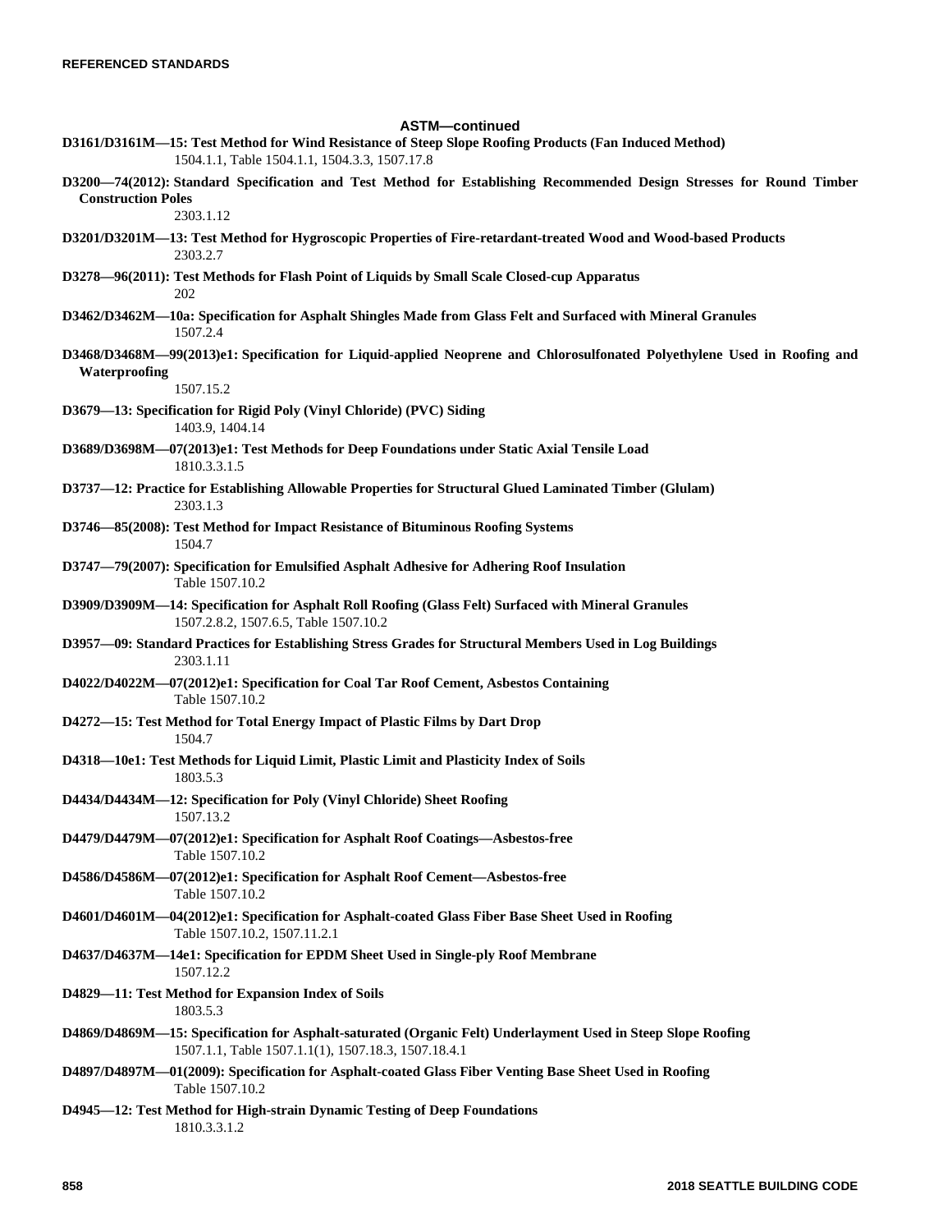## ASTM—continued

**D3161/D3161M—15: Test Method for Wind Resistance of Steep Slope Roofing Products (Fan Induced Method)**
1504.1.1, Table 1504.1.1, 1504.3.3, 1507.17.8

**D3200—74(2012): Standard Specification and Test Method for Establishing Recommended Design Stresses for Round Timber Construction Poles**
2303.1.12

**D3201/D3201M—13: Test Method for Hygroscopic Properties of Fire-retardant-treated Wood and Wood-based Products**
2303.2.7

**D3278—96(2011): Test Methods for Flash Point of Liquids by Small Scale Closed-cup Apparatus**
202

**D3462/D3462M—10a: Specification for Asphalt Shingles Made from Glass Felt and Surfaced with Mineral Granules**
1507.2.4

**D3468/D3468M—99(2013)e1: Specification for Liquid-applied Neoprene and Chlorosulfonated Polyethylene Used in Roofing and Waterproofing**
1507.15.2

**D3679—13: Specification for Rigid Poly (Vinyl Chloride) (PVC) Siding**
1403.9, 1404.14

**D3689/D3698M—07(2013)e1: Test Methods for Deep Foundations under Static Axial Tensile Load**
1810.3.3.1.5

**D3737—12: Practice for Establishing Allowable Properties for Structural Glued Laminated Timber (Glulam)**
2303.1.3

**D3746—85(2008): Test Method for Impact Resistance of Bituminous Roofing Systems**
1504.7

**D3747—79(2007): Specification for Emulsified Asphalt Adhesive for Adhering Roof Insulation**
Table 1507.10.2

**D3909/D3909M—14: Specification for Asphalt Roll Roofing (Glass Felt) Surfaced with Mineral Granules**
1507.2.8.2, 1507.6.5, Table 1507.10.2

**D3957—09: Standard Practices for Establishing Stress Grades for Structural Members Used in Log Buildings**
2303.1.11

**D4022/D4022M—07(2012)e1: Specification for Coal Tar Roof Cement, Asbestos Containing**
Table 1507.10.2

**D4272—15: Test Method for Total Energy Impact of Plastic Films by Dart Drop**
1504.7

**D4318—10e1: Test Methods for Liquid Limit, Plastic Limit and Plasticity Index of Soils**
1803.5.3

**D4434/D4434M—12: Specification for Poly (Vinyl Chloride) Sheet Roofing**
1507.13.2

**D4479/D4479M—07(2012)e1: Specification for Asphalt Roof Coatings—Asbestos-free**
Table 1507.10.2

**D4586/D4586M—07(2012)e1: Specification for Asphalt Roof Cement—Asbestos-free**
Table 1507.10.2

**D4601/D4601M—04(2012)e1: Specification for Asphalt-coated Glass Fiber Base Sheet Used in Roofing**
Table 1507.10.2, 1507.11.2.1

**D4637/D4637M—14e1: Specification for EPDM Sheet Used in Single-ply Roof Membrane**
1507.12.2

**D4829—11: Test Method for Expansion Index of Soils**
1803.5.3

**D4869/D4869M—15: Specification for Asphalt-saturated (Organic Felt) Underlayment Used in Steep Slope Roofing**
1507.1.1, Table 1507.1.1(1), 1507.18.3, 1507.18.4.1

**D4897/D4897M—01(2009): Specification for Asphalt-coated Glass Fiber Venting Base Sheet Used in Roofing**
Table 1507.10.2

**D4945—12: Test Method for High-strain Dynamic Testing of Deep Foundations**
1810.3.3.1.2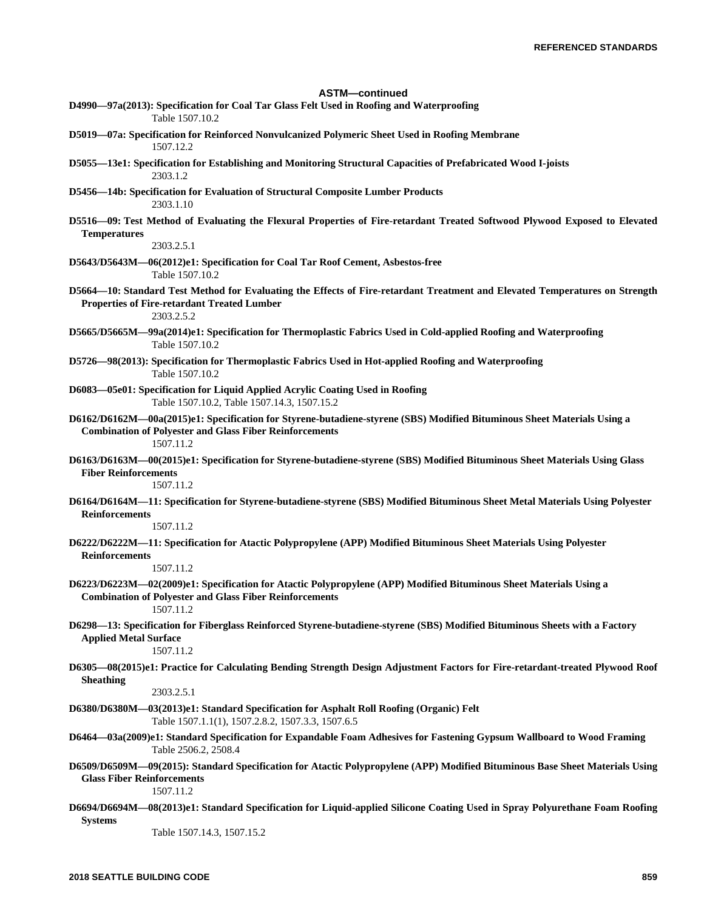## ASTM—continued

**D4990—97a(2013): Specification for Coal Tar Glass Felt Used in Roofing and Waterproofing**
Table 1507.10.2

**D5019—07a: Specification for Reinforced Nonvulcanized Polymeric Sheet Used in Roofing Membrane**
1507.12.2

**D5055—13e1: Specification for Establishing and Monitoring Structural Capacities of Prefabricated Wood I-joists**
2303.1.2

**D5456—14b: Specification for Evaluation of Structural Composite Lumber Products**
2303.1.10

**D5516—09: Test Method of Evaluating the Flexural Properties of Fire-retardant Treated Softwood Plywood Exposed to Elevated Temperatures**
2303.2.5.1

**D5643/D5643M—06(2012)e1: Specification for Coal Tar Roof Cement, Asbestos-free**
Table 1507.10.2

**D5664—10: Standard Test Method for Evaluating the Effects of Fire-retardant Treatment and Elevated Temperatures on Strength Properties of Fire-retardant Treated Lumber**
2303.2.5.2

**D5665/D5665M—99a(2014)e1: Specification for Thermoplastic Fabrics Used in Cold-applied Roofing and Waterproofing**
Table 1507.10.2

**D5726—98(2013): Specification for Thermoplastic Fabrics Used in Hot-applied Roofing and Waterproofing**
Table 1507.10.2

**D6083—05e01: Specification for Liquid Applied Acrylic Coating Used in Roofing**
Table 1507.10.2, Table 1507.14.3, 1507.15.2

**D6162/D6162M—00a(2015)e1: Specification for Styrene-butadiene-styrene (SBS) Modified Bituminous Sheet Materials Using a Combination of Polyester and Glass Fiber Reinforcements**
1507.11.2

**D6163/D6163M—00(2015)e1: Specification for Styrene-butadiene-styrene (SBS) Modified Bituminous Sheet Materials Using Glass Fiber Reinforcements**
1507.11.2

**D6164/D6164M—11: Specification for Styrene-butadiene-styrene (SBS) Modified Bituminous Sheet Metal Materials Using Polyester Reinforcements**
1507.11.2

**D6222/D6222M—11: Specification for Atactic Polypropylene (APP) Modified Bituminous Sheet Materials Using Polyester Reinforcements**
1507.11.2

**D6223/D6223M—02(2009)e1: Specification for Atactic Polypropylene (APP) Modified Bituminous Sheet Materials Using a Combination of Polyester and Glass Fiber Reinforcements**
1507.11.2

**D6298—13: Specification for Fiberglass Reinforced Styrene-butadiene-styrene (SBS) Modified Bituminous Sheets with a Factory Applied Metal Surface**
1507.11.2

**D6305—08(2015)e1: Practice for Calculating Bending Strength Design Adjustment Factors for Fire-retardant-treated Plywood Roof Sheathing**
2303.2.5.1

**D6380/D6380M—03(2013)e1: Standard Specification for Asphalt Roll Roofing (Organic) Felt**
Table 1507.1.1(1), 1507.2.8.2, 1507.3.3, 1507.6.5

**D6464—03a(2009)e1: Standard Specification for Expandable Foam Adhesives for Fastening Gypsum Wallboard to Wood Framing**
Table 2506.2, 2508.4

**D6509/D6509M—09(2015): Standard Specification for Atactic Polypropylene (APP) Modified Bituminous Base Sheet Materials Using Glass Fiber Reinforcements**
1507.11.2

**D6694/D6694M—08(2013)e1: Standard Specification for Liquid-applied Silicone Coating Used in Spray Polyurethane Foam Roofing Systems**
Table 1507.14.3, 1507.15.2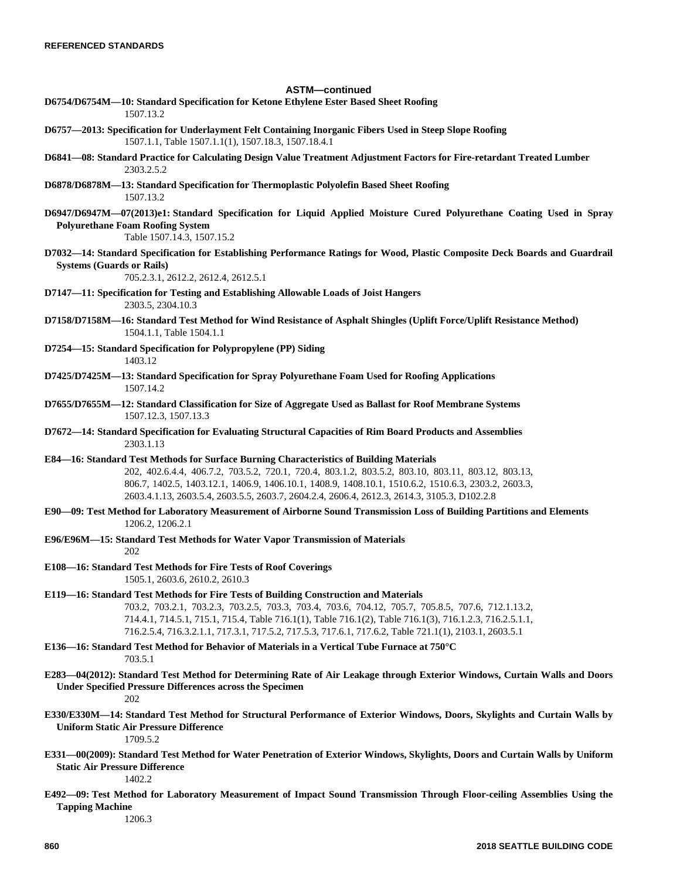## ASTM—continued

**D6754/D6754M—10: Standard Specification for Ketone Ethylene Ester Based Sheet Roofing**
1507.13.2

**D6757—2013: Specification for Underlayment Felt Containing Inorganic Fibers Used in Steep Slope Roofing**
1507.1.1, Table 1507.1.1(1), 1507.18.3, 1507.18.4.1

**D6841—08: Standard Practice for Calculating Design Value Treatment Adjustment Factors for Fire-retardant Treated Lumber**
2303.2.5.2

**D6878/D6878M—13: Standard Specification for Thermoplastic Polyolefin Based Sheet Roofing**
1507.13.2

**D6947/D6947M—07(2013)e1: Standard Specification for Liquid Applied Moisture Cured Polyurethane Coating Used in Spray Polyurethane Foam Roofing System**
Table 1507.14.3, 1507.15.2

**D7032—14: Standard Specification for Establishing Performance Ratings for Wood, Plastic Composite Deck Boards and Guardrail Systems (Guards or Rails)**
705.2.3.1, 2612.2, 2612.4, 2612.5.1

**D7147—11: Specification for Testing and Establishing Allowable Loads of Joist Hangers**
2303.5, 2304.10.3

**D7158/D7158M—16: Standard Test Method for Wind Resistance of Asphalt Shingles (Uplift Force/Uplift Resistance Method)**
1504.1.1, Table 1504.1.1

**D7254—15: Standard Specification for Polypropylene (PP) Siding**
1403.12

**D7425/D7425M—13: Standard Specification for Spray Polyurethane Foam Used for Roofing Applications**
1507.14.2

**D7655/D7655M—12: Standard Classification for Size of Aggregate Used as Ballast for Roof Membrane Systems**
1507.12.3, 1507.13.3

**D7672—14: Standard Specification for Evaluating Structural Capacities of Rim Board Products and Assemblies**
2303.1.13

**E84—16: Standard Test Methods for Surface Burning Characteristics of Building Materials**
202, 402.6.4.4, 406.7.2, 703.5.2, 720.1, 720.4, 803.1.2, 803.5.2, 803.10, 803.11, 803.12, 803.13, 806.7, 1402.5, 1403.12.1, 1406.9, 1406.10.1, 1408.9, 1408.10.1, 1510.6.2, 1510.6.3, 2303.2, 2603.3, 2603.4.1.13, 2603.5.4, 2603.5.5, 2603.7, 2604.2.4, 2606.4, 2612.3, 2614.3, 3105.3, D102.2.8

**E90—09: Test Method for Laboratory Measurement of Airborne Sound Transmission Loss of Building Partitions and Elements**
1206.2, 1206.2.1

**E96/E96M—15: Standard Test Methods for Water Vapor Transmission of Materials**
202

**E108—16: Standard Test Methods for Fire Tests of Roof Coverings**
1505.1, 2603.6, 2610.2, 2610.3

**E119—16: Standard Test Methods for Fire Tests of Building Construction and Materials**
703.2, 703.2.1, 703.2.3, 703.2.5, 703.3, 703.4, 703.6, 704.12, 705.7, 705.8.5, 707.6, 712.1.13.2, 714.4.1, 714.5.1, 715.1, 715.4, Table 716.1(1), Table 716.1(2), Table 716.1(3), 716.1.2.3, 716.2.5.1.1, 716.2.5.4, 716.3.2.1.1, 717.3.1, 717.5.2, 717.5.3, 717.6.1, 717.6.2, Table 721.1(1), 2103.1, 2603.5.1

**E136—16: Standard Test Method for Behavior of Materials in a Vertical Tube Furnace at 750°C**
703.5.1

**E283—04(2012): Standard Test Method for Determining Rate of Air Leakage through Exterior Windows, Curtain Walls and Doors Under Specified Pressure Differences across the Specimen**
202

**E330/E330M—14: Standard Test Method for Structural Performance of Exterior Windows, Doors, Skylights and Curtain Walls by Uniform Static Air Pressure Difference**
1709.5.2

**E331—00(2009): Standard Test Method for Water Penetration of Exterior Windows, Skylights, Doors and Curtain Walls by Uniform Static Air Pressure Difference**
1402.2

**E492—09: Test Method for Laboratory Measurement of Impact Sound Transmission Through Floor-ceiling Assemblies Using the Tapping Machine**
1206.3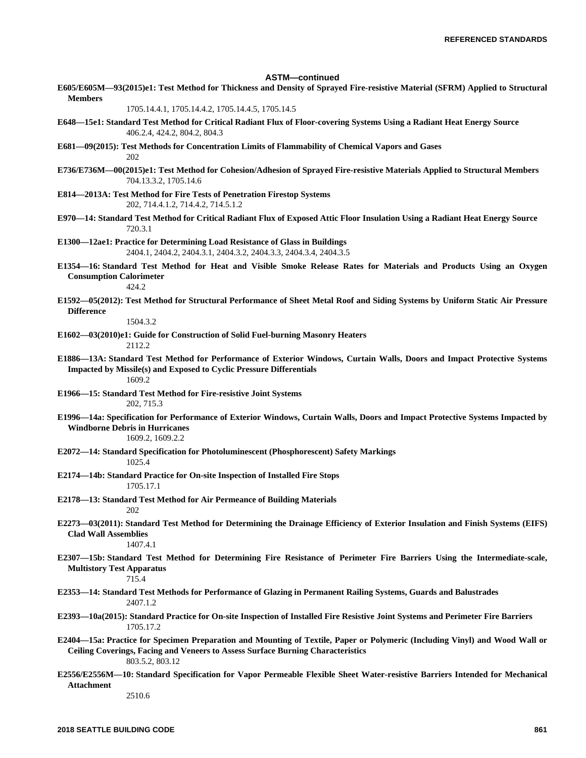## ASTM—continued

**E605/E605M—93(2015)e1: Test Method for Thickness and Density of Sprayed Fire-resistive Material (SFRM) Applied to Structural Members**

1705.14.4.1, 1705.14.4.2, 1705.14.4.5, 1705.14.5

**E648—15e1: Standard Test Method for Critical Radiant Flux of Floor-covering Systems Using a Radiant Heat Energy Source**

406.2.4, 424.2, 804.2, 804.3

**E681—09(2015): Test Methods for Concentration Limits of Flammability of Chemical Vapors and Gases**

202

**E736/E736M—00(2015)e1: Test Method for Cohesion/Adhesion of Sprayed Fire-resistive Materials Applied to Structural Members**

704.13.3.2, 1705.14.6

**E814—2013A: Test Method for Fire Tests of Penetration Firestop Systems**

202, 714.4.1.2, 714.4.2, 714.5.1.2

**E970—14: Standard Test Method for Critical Radiant Flux of Exposed Attic Floor Insulation Using a Radiant Heat Energy Source**

720.3.1

**E1300—12ae1: Practice for Determining Load Resistance of Glass in Buildings**

2404.1, 2404.2, 2404.3.1, 2404.3.2, 2404.3.3, 2404.3.4, 2404.3.5

**E1354—16: Standard Test Method for Heat and Visible Smoke Release Rates for Materials and Products Using an Oxygen Consumption Calorimeter**

424.2

**E1592—05(2012): Test Method for Structural Performance of Sheet Metal Roof and Siding Systems by Uniform Static Air Pressure Difference**

1504.3.2

**E1602—03(2010)e1: Guide for Construction of Solid Fuel-burning Masonry Heaters**

2112.2

**E1886—13A: Standard Test Method for Performance of Exterior Windows, Curtain Walls, Doors and Impact Protective Systems Impacted by Missile(s) and Exposed to Cyclic Pressure Differentials**

1609.2

**E1966—15: Standard Test Method for Fire-resistive Joint Systems**

202, 715.3

**E1996—14a: Specification for Performance of Exterior Windows, Curtain Walls, Doors and Impact Protective Systems Impacted by Windborne Debris in Hurricanes**

1609.2, 1609.2.2

**E2072—14: Standard Specification for Photoluminescent (Phosphorescent) Safety Markings**

1025.4

**E2174—14b: Standard Practice for On-site Inspection of Installed Fire Stops**

1705.17.1

**E2178—13: Standard Test Method for Air Permeance of Building Materials**

202

**E2273—03(2011): Standard Test Method for Determining the Drainage Efficiency of Exterior Insulation and Finish Systems (EIFS) Clad Wall Assemblies**

1407.4.1

**E2307—15b: Standard Test Method for Determining Fire Resistance of Perimeter Fire Barriers Using the Intermediate-scale, Multistory Test Apparatus**

715.4

**E2353—14: Standard Test Methods for Performance of Glazing in Permanent Railing Systems, Guards and Balustrades**

2407.1.2

**E2393—10a(2015): Standard Practice for On-site Inspection of Installed Fire Resistive Joint Systems and Perimeter Fire Barriers**

1705.17.2

**E2404—15a: Practice for Specimen Preparation and Mounting of Textile, Paper or Polymeric (Including Vinyl) and Wood Wall or Ceiling Coverings, Facing and Veneers to Assess Surface Burning Characteristics**

803.5.2, 803.12

**E2556/E2556M—10: Standard Specification for Vapor Permeable Flexible Sheet Water-resistive Barriers Intended for Mechanical Attachment**

2510.6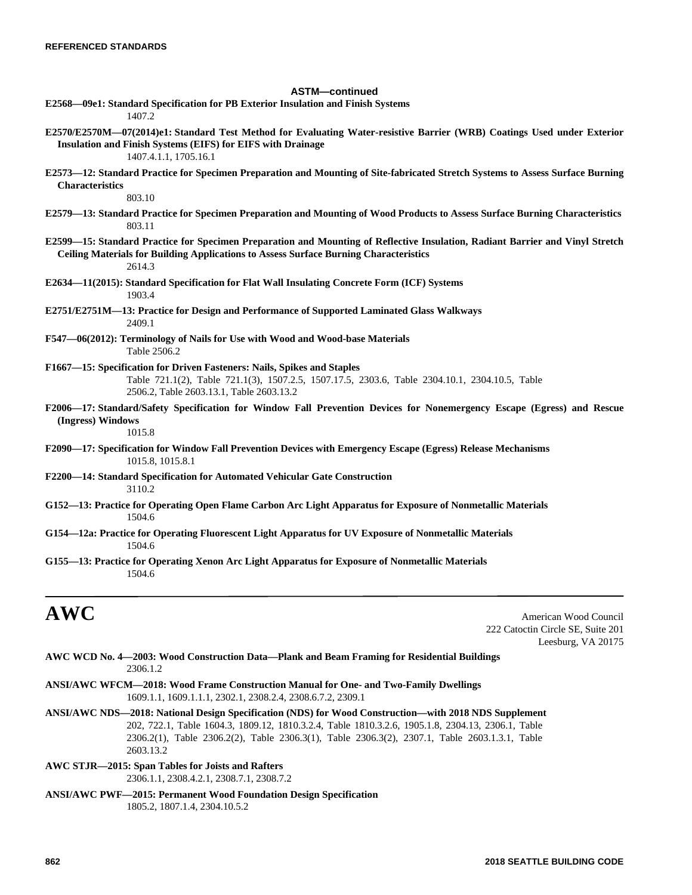**ASTM—continued**

**E2568—09e1: Standard Specification for PB Exterior Insulation and Finish Systems**
1407.2

**E2570/E2570M—07(2014)e1: Standard Test Method for Evaluating Water-resistive Barrier (WRB) Coatings Used under Exterior Insulation and Finish Systems (EIFS) for EIFS with Drainage**
1407.4.1.1, 1705.16.1

**E2573—12: Standard Practice for Specimen Preparation and Mounting of Site-fabricated Stretch Systems to Assess Surface Burning Characteristics**
803.10

**E2579—13: Standard Practice for Specimen Preparation and Mounting of Wood Products to Assess Surface Burning Characteristics**
803.11

**E2599—15: Standard Practice for Specimen Preparation and Mounting of Reflective Insulation, Radiant Barrier and Vinyl Stretch Ceiling Materials for Building Applications to Assess Surface Burning Characteristics**
2614.3

**E2634—11(2015): Standard Specification for Flat Wall Insulating Concrete Form (ICF) Systems**
1903.4

**E2751/E2751M—13: Practice for Design and Performance of Supported Laminated Glass Walkways**
2409.1

**F547—06(2012): Terminology of Nails for Use with Wood and Wood-base Materials**
Table 2506.2

**F1667—15: Specification for Driven Fasteners: Nails, Spikes and Staples**
Table 721.1(2), Table 721.1(3), 1507.2.5, 1507.17.5, 2303.6, Table 2304.10.1, 2304.10.5, Table 2506.2, Table 2603.13.1, Table 2603.13.2

**F2006—17: Standard/Safety Specification for Window Fall Prevention Devices for Nonemergency Escape (Egress) and Rescue (Ingress) Windows**
1015.8

**F2090—17: Specification for Window Fall Prevention Devices with Emergency Escape (Egress) Release Mechanisms**
1015.8, 1015.8.1

**F2200—14: Standard Specification for Automated Vehicular Gate Construction**
3110.2

**G152—13: Practice for Operating Open Flame Carbon Arc Light Apparatus for Exposure of Nonmetallic Materials**
1504.6

**G154—12a: Practice for Operating Fluorescent Light Apparatus for UV Exposure of Nonmetallic Materials**
1504.6

**G155—13: Practice for Operating Xenon Arc Light Apparatus for Exposure of Nonmetallic Materials**
1504.6

# AWC

American Wood Council
222 Catoctin Circle SE, Suite 201
Leesburg, VA 20175

**AWC WCD No. 4—2003: Wood Construction Data—Plank and Beam Framing for Residential Buildings**
2306.1.2

**ANSI/AWC WFCM—2018: Wood Frame Construction Manual for One- and Two-Family Dwellings**
1609.1.1, 1609.1.1.1, 2302.1, 2308.2.4, 2308.6.7.2, 2309.1

**ANSI/AWC NDS—2018: National Design Specification (NDS) for Wood Construction—with 2018 NDS Supplement**
202, 722.1, Table 1604.3, 1809.12, 1810.3.2.4, Table 1810.3.2.6, 1905.1.8, 2304.13, 2306.1, Table 2306.2(1), Table 2306.2(2), Table 2306.3(1), Table 2306.3(2), 2307.1, Table 2603.1.3.1, Table 2603.13.2

**AWC STJR—2015: Span Tables for Joists and Rafters**
2306.1.1, 2308.4.2.1, 2308.7.1, 2308.7.2

**ANSI/AWC PWF—2015: Permanent Wood Foundation Design Specification**
1805.2, 1807.1.4, 2304.10.5.2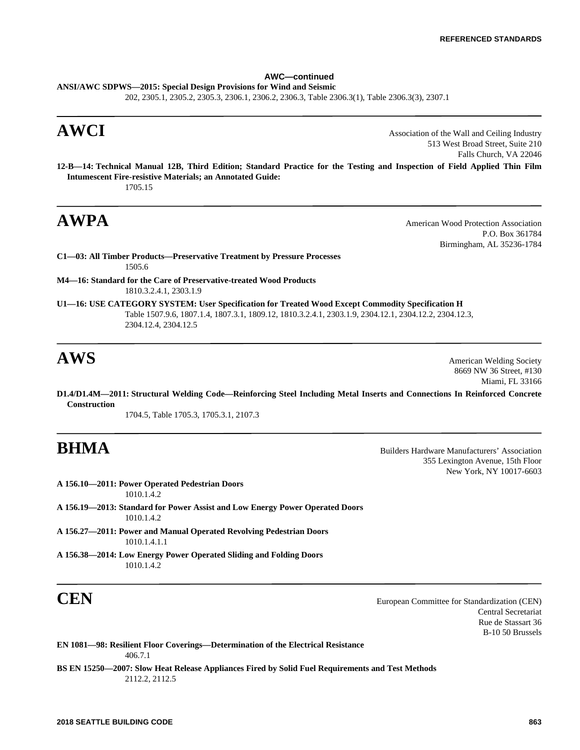**AWC—continued**

**ANSI/AWC SDPWS—2015: Special Design Provisions for Wind and Seismic**
202, 2305.1, 2305.2, 2305.3, 2306.1, 2306.2, 2306.3, Table 2306.3(1), Table 2306.3(3), 2307.1

---

## AWCI

Association of the Wall and Ceiling Industry
513 West Broad Street, Suite 210
Falls Church, VA 22046

**12-B—14: Technical Manual 12B, Third Edition; Standard Practice for the Testing and Inspection of Field Applied Thin Film Intumescent Fire-resistive Materials; an Annotated Guide:**
1705.15

---

## AWPA

American Wood Protection Association
P.O. Box 361784
Birmingham, AL 35236-1784

**C1—03: All Timber Products—Preservative Treatment by Pressure Processes**
1505.6

**M4—16: Standard for the Care of Preservative-treated Wood Products**
1810.3.2.4.1, 2303.1.9

**U1—16: USE CATEGORY SYSTEM: User Specification for Treated Wood Except Commodity Specification H**
Table 1507.9.6, 1807.1.4, 1807.3.1, 1809.12, 1810.3.2.4.1, 2303.1.9, 2304.12.1, 2304.12.2, 2304.12.3, 2304.12.4, 2304.12.5

---

## AWS

American Welding Society
8669 NW 36 Street, #130
Miami, FL 33166

**D1.4/D1.4M—2011: Structural Welding Code—Reinforcing Steel Including Metal Inserts and Connections In Reinforced Concrete Construction**
1704.5, Table 1705.3, 1705.3.1, 2107.3

---

## BHMA

Builders Hardware Manufacturers' Association
355 Lexington Avenue, 15th Floor
New York, NY 10017-6603

**A 156.10—2011: Power Operated Pedestrian Doors**
1010.1.4.2

**A 156.19—2013: Standard for Power Assist and Low Energy Power Operated Doors**
1010.1.4.2

**A 156.27—2011: Power and Manual Operated Revolving Pedestrian Doors**
1010.1.4.1.1

**A 156.38—2014: Low Energy Power Operated Sliding and Folding Doors**
1010.1.4.2

---

## CEN

European Committee for Standardization (CEN)
Central Secretariat
Rue de Stassart 36
B-10 50 Brussels

**EN 1081—98: Resilient Floor Coverings—Determination of the Electrical Resistance**
406.7.1

**BS EN 15250—2007: Slow Heat Release Appliances Fired by Solid Fuel Requirements and Test Methods**
2112.2, 2112.5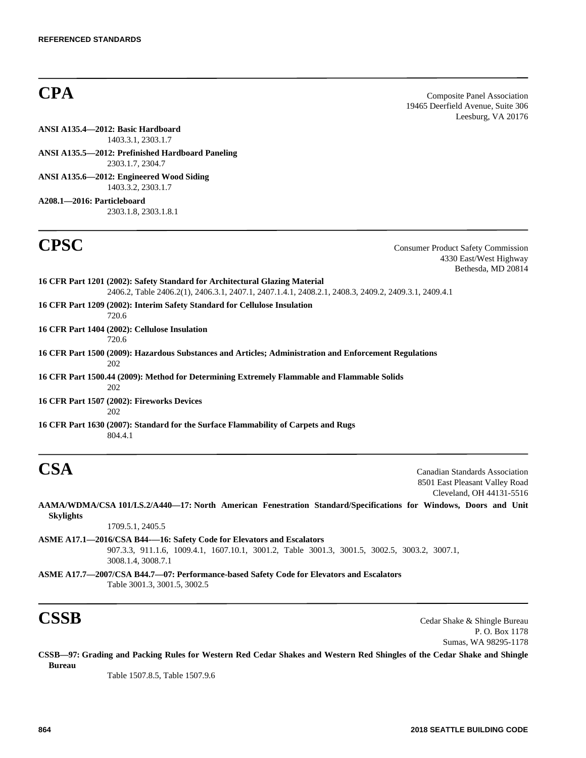## CPA

Composite Panel Association
19465 Deerfield Avenue, Suite 306
Leesburg, VA 20176

**ANSI A135.4—2012: Basic Hardboard**
1403.3.1, 2303.1.7

**ANSI A135.5—2012: Prefinished Hardboard Paneling**
2303.1.7, 2304.7

**ANSI A135.6—2012: Engineered Wood Siding**
1403.3.2, 2303.1.7

**A208.1—2016: Particleboard**
2303.1.8, 2303.1.8.1

## CPSC

Consumer Product Safety Commission
4330 East/West Highway
Bethesda, MD 20814

**16 CFR Part 1201 (2002): Safety Standard for Architectural Glazing Material**
2406.2, Table 2406.2(1), 2406.3.1, 2407.1, 2407.1.4.1, 2408.2.1, 2408.3, 2409.2, 2409.3.1, 2409.4.1

**16 CFR Part 1209 (2002): Interim Safety Standard for Cellulose Insulation**
720.6

**16 CFR Part 1404 (2002): Cellulose Insulation**
720.6

**16 CFR Part 1500 (2009): Hazardous Substances and Articles; Administration and Enforcement Regulations**
202

**16 CFR Part 1500.44 (2009): Method for Determining Extremely Flammable and Flammable Solids**
202

**16 CFR Part 1507 (2002): Fireworks Devices**
202

**16 CFR Part 1630 (2007): Standard for the Surface Flammability of Carpets and Rugs**
804.4.1

## CSA

Canadian Standards Association
8501 East Pleasant Valley Road
Cleveland, OH 44131-5516

**AAMA/WDMA/CSA 101/I.S.2/A440—17: North American Fenestration Standard/Specifications for Windows, Doors and Unit Skylights**
1709.5.1, 2405.5

**ASME A17.1—2016/CSA B44-—16: Safety Code for Elevators and Escalators**
907.3.3, 911.1.6, 1009.4.1, 1607.10.1, 3001.2, Table 3001.3, 3001.5, 3002.5, 3003.2, 3007.1, 3008.1.4, 3008.7.1

**ASME A17.7—2007/CSA B44.7—07: Performance-based Safety Code for Elevators and Escalators**
Table 3001.3, 3001.5, 3002.5

## CSSB

Cedar Shake & Shingle Bureau
P. O. Box 1178
Sumas, WA 98295-1178

**CSSB—97: Grading and Packing Rules for Western Red Cedar Shakes and Western Red Shingles of the Cedar Shake and Shingle Bureau**
Table 1507.8.5, Table 1507.9.6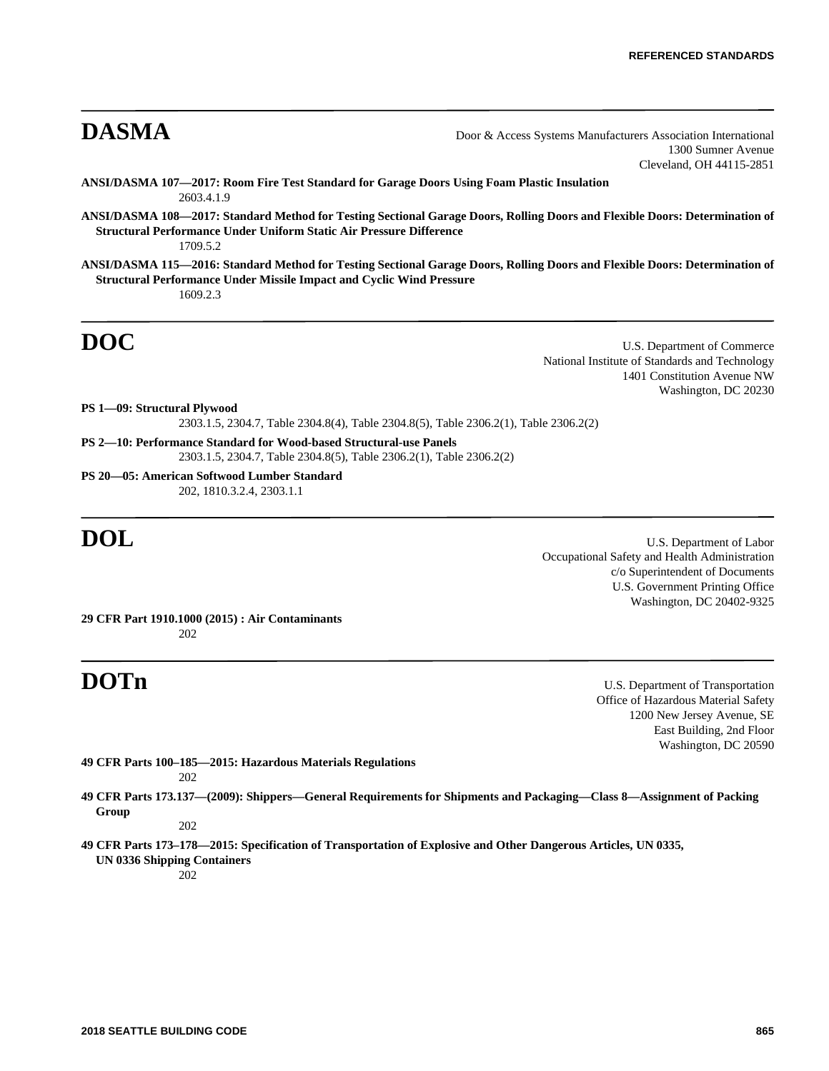## DASMA

Door & Access Systems Manufacturers Association International
1300 Sumner Avenue
Cleveland, OH 44115-2851

**ANSI/DASMA 107—2017: Room Fire Test Standard for Garage Doors Using Foam Plastic Insulation**
2603.4.1.9

**ANSI/DASMA 108—2017: Standard Method for Testing Sectional Garage Doors, Rolling Doors and Flexible Doors: Determination of Structural Performance Under Uniform Static Air Pressure Difference**
1709.5.2

**ANSI/DASMA 115—2016: Standard Method for Testing Sectional Garage Doors, Rolling Doors and Flexible Doors: Determination of Structural Performance Under Missile Impact and Cyclic Wind Pressure**
1609.2.3

## DOC

U.S. Department of Commerce
National Institute of Standards and Technology
1401 Constitution Avenue NW
Washington, DC 20230

**PS 1—09: Structural Plywood**
2303.1.5, 2304.7, Table 2304.8(4), Table 2304.8(5), Table 2306.2(1), Table 2306.2(2)

**PS 2—10: Performance Standard for Wood-based Structural-use Panels**
2303.1.5, 2304.7, Table 2304.8(5), Table 2306.2(1), Table 2306.2(2)

**PS 20—05: American Softwood Lumber Standard**
202, 1810.3.2.4, 2303.1.1

## DOL

U.S. Department of Labor
Occupational Safety and Health Administration
c/o Superintendent of Documents
U.S. Government Printing Office
Washington, DC 20402-9325

**29 CFR Part 1910.1000 (2015) : Air Contaminants**
202

## DOTn

U.S. Department of Transportation
Office of Hazardous Material Safety
1200 New Jersey Avenue, SE
East Building, 2nd Floor
Washington, DC 20590

**49 CFR Parts 100–185—2015: Hazardous Materials Regulations**
202

**49 CFR Parts 173.137—(2009): Shippers—General Requirements for Shipments and Packaging—Class 8—Assignment of Packing Group**
202

**49 CFR Parts 173–178—2015: Specification of Transportation of Explosive and Other Dangerous Articles, UN 0335, UN 0336 Shipping Containers**
202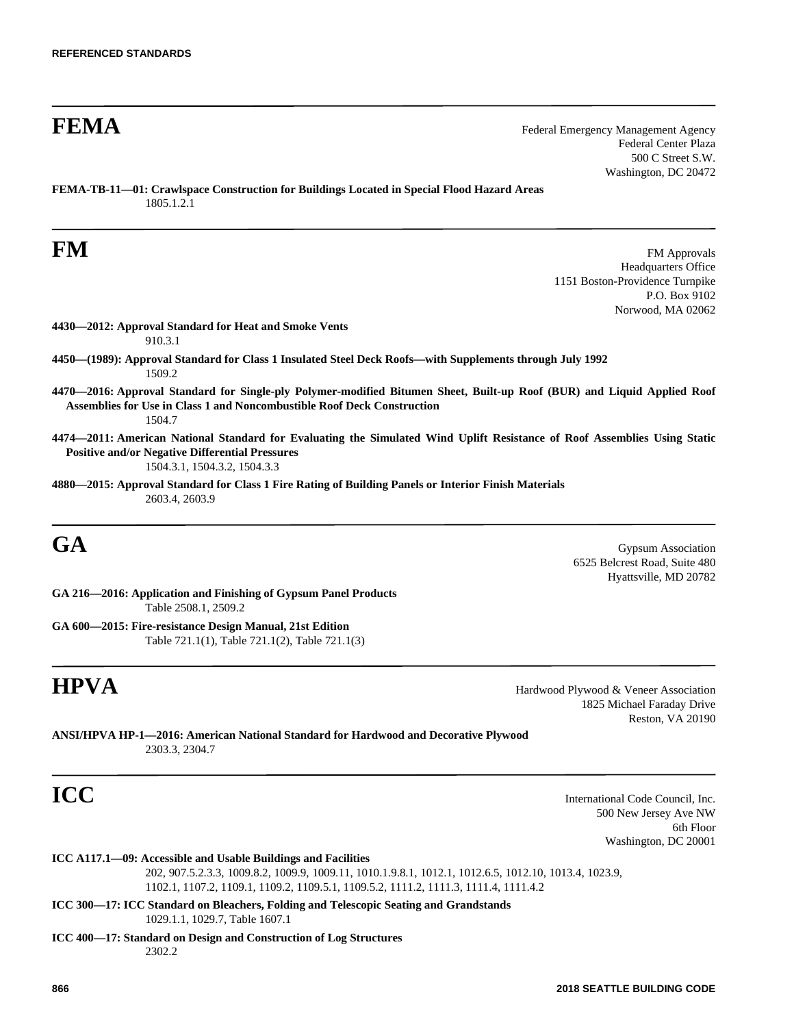# FEMA

Federal Emergency Management Agency
Federal Center Plaza
500 C Street S.W.
Washington, DC 20472

**FEMA-TB-11—01: Crawlspace Construction for Buildings Located in Special Flood Hazard Areas**
1805.1.2.1

# FM

FM Approvals
Headquarters Office
1151 Boston-Providence Turnpike
P.O. Box 9102
Norwood, MA 02062

**4430—2012: Approval Standard for Heat and Smoke Vents**
910.3.1

**4450—(1989): Approval Standard for Class 1 Insulated Steel Deck Roofs—with Supplements through July 1992**
1509.2

**4470—2016: Approval Standard for Single-ply Polymer-modified Bitumen Sheet, Built-up Roof (BUR) and Liquid Applied Roof Assemblies for Use in Class 1 and Noncombustible Roof Deck Construction**
1504.7

**4474—2011: American National Standard for Evaluating the Simulated Wind Uplift Resistance of Roof Assemblies Using Static Positive and/or Negative Differential Pressures**
1504.3.1, 1504.3.2, 1504.3.3

**4880—2015: Approval Standard for Class 1 Fire Rating of Building Panels or Interior Finish Materials**
2603.4, 2603.9

# GA

Gypsum Association
6525 Belcrest Road, Suite 480
Hyattsville, MD 20782

**GA 216—2016: Application and Finishing of Gypsum Panel Products**
Table 2508.1, 2509.2

**GA 600—2015: Fire-resistance Design Manual, 21st Edition**
Table 721.1(1), Table 721.1(2), Table 721.1(3)

# HPVA

Hardwood Plywood & Veneer Association
1825 Michael Faraday Drive
Reston, VA 20190

**ANSI/HPVA HP-1—2016: American National Standard for Hardwood and Decorative Plywood**
2303.3, 2304.7

# ICC

International Code Council, Inc.
500 New Jersey Ave NW
6th Floor
Washington, DC 20001

**ICC A117.1—09: Accessible and Usable Buildings and Facilities**
202, 907.5.2.3.3, 1009.8.2, 1009.9, 1009.11, 1010.1.9.8.1, 1012.1, 1012.6.5, 1012.10, 1013.4, 1023.9, 1102.1, 1107.2, 1109.1, 1109.2, 1109.5.1, 1109.5.2, 1111.2, 1111.3, 1111.4, 1111.4.2

**ICC 300—17: ICC Standard on Bleachers, Folding and Telescopic Seating and Grandstands**
1029.1.1, 1029.7, Table 1607.1

**ICC 400—17: Standard on Design and Construction of Log Structures**
2302.2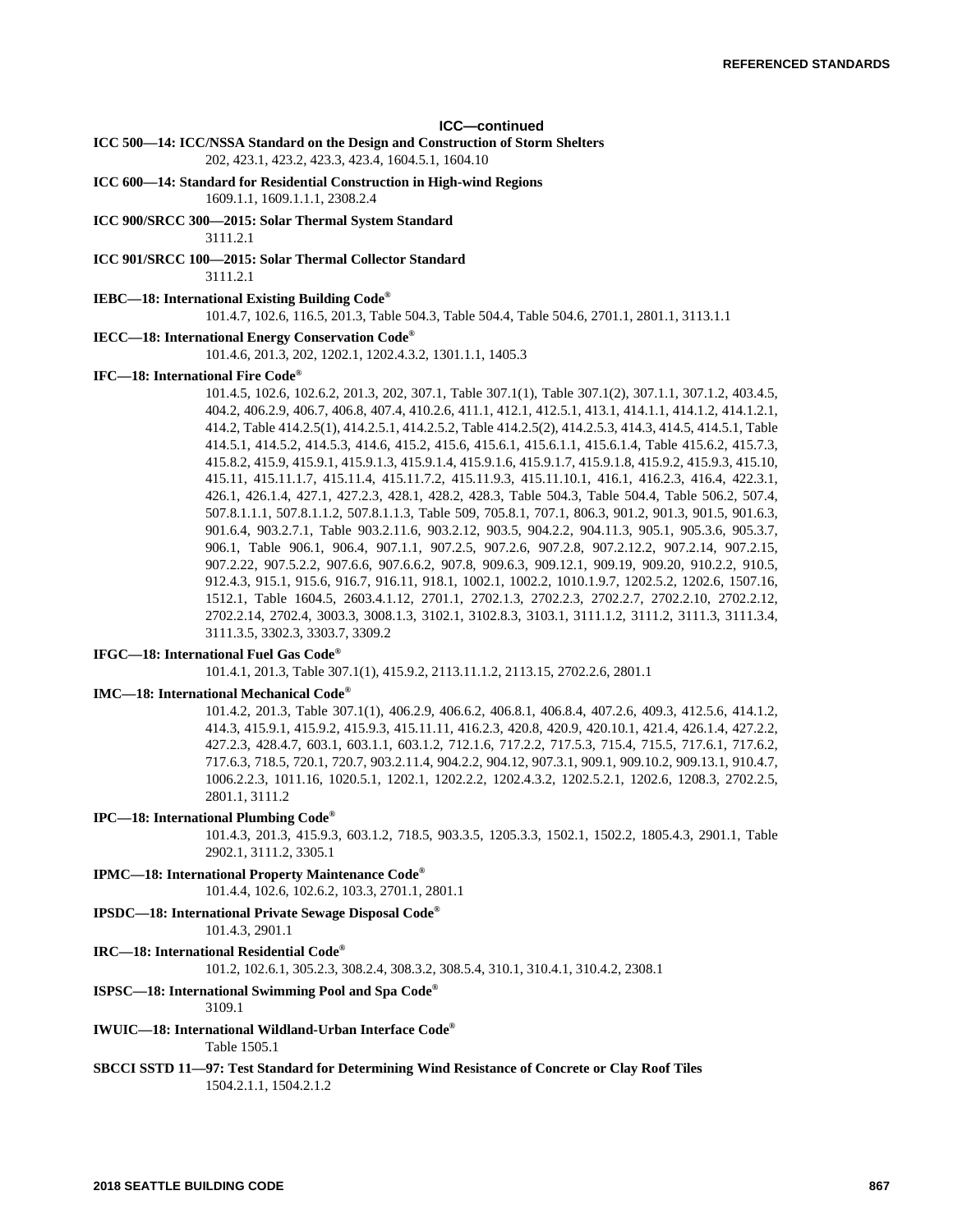## ICC—continued

**ICC 500—14: ICC/NSSA Standard on the Design and Construction of Storm Shelters**
202, 423.1, 423.2, 423.3, 423.4, 1604.5.1, 1604.10

**ICC 600—14: Standard for Residential Construction in High-wind Regions**
1609.1.1, 1609.1.1.1, 2308.2.4

**ICC 900/SRCC 300—2015: Solar Thermal System Standard**
3111.2.1

**ICC 901/SRCC 100—2015: Solar Thermal Collector Standard**
3111.2.1

**IEBC—18: International Existing Building Code®**
101.4.7, 102.6, 116.5, 201.3, Table 504.3, Table 504.4, Table 504.6, 2701.1, 2801.1, 3113.1.1

**IECC—18: International Energy Conservation Code®**
101.4.6, 201.3, 202, 1202.1, 1202.4.3.2, 1301.1.1, 1405.3

**IFC—18: International Fire Code®**
101.4.5, 102.6, 102.6.2, 201.3, 202, 307.1, Table 307.1(1), Table 307.1(2), 307.1.1, 307.1.2, 403.4.5, 404.2, 406.2.9, 406.7, 406.8, 407.4, 410.2.6, 411.1, 412.1, 412.5.1, 413.1, 414.1.1, 414.1.2, 414.1.2.1, 414.2, Table 414.2.5(1), 414.2.5.1, 414.2.5.2, Table 414.2.5(2), 414.2.5.3, 414.3, 414.5, 414.5.1, Table 414.5.1, 414.5.2, 414.5.3, 414.6, 415.2, 415.6, 415.6.1, 415.6.1.1, 415.6.1.4, Table 415.6.2, 415.7.3, 415.8.2, 415.9, 415.9.1, 415.9.1.3, 415.9.1.4, 415.9.1.6, 415.9.1.7, 415.9.1.8, 415.9.2, 415.9.3, 415.10, 415.11, 415.11.1.7, 415.11.4, 415.11.7.2, 415.11.9.3, 415.11.10.1, 416.1, 416.2.3, 416.4, 422.3.1, 426.1, 426.1.4, 427.1, 427.2.3, 428.1, 428.2, 428.3, Table 504.3, Table 504.4, Table 506.2, 507.4, 507.8.1.1.1, 507.8.1.1.2, 507.8.1.1.3, Table 509, 705.8.1, 707.1, 806.3, 901.2, 901.3, 901.5, 901.6.3, 901.6.4, 903.2.7.1, Table 903.2.11.6, 903.2.12, 903.5, 904.2.2, 904.11.3, 905.1, 905.3.6, 905.3.7, 906.1, Table 906.1, 906.4, 907.1.1, 907.2.5, 907.2.6, 907.2.8, 907.2.12.2, 907.2.14, 907.2.15, 907.2.22, 907.5.2.2, 907.6.6, 907.6.6.2, 907.8, 909.6.3, 909.12.1, 909.19, 909.20, 910.2.2, 910.5, 912.4.3, 915.1, 915.6, 916.7, 916.11, 918.1, 1002.1, 1002.2, 1010.1.9.7, 1202.5.2, 1202.6, 1507.16, 1512.1, Table 1604.5, 2603.4.1.12, 2701.1, 2702.1.3, 2702.2.3, 2702.2.7, 2702.2.10, 2702.2.12, 2702.2.14, 2702.4, 3003.3, 3008.1.3, 3102.1, 3102.8.3, 3103.1, 3111.1.2, 3111.2, 3111.3, 3111.3.4, 3111.3.5, 3302.3, 3303.7, 3309.2

**IFGC—18: International Fuel Gas Code®**
101.4.1, 201.3, Table 307.1(1), 415.9.2, 2113.11.1.2, 2113.15, 2702.2.6, 2801.1

**IMC—18: International Mechanical Code®**
101.4.2, 201.3, Table 307.1(1), 406.2.9, 406.6.2, 406.8.1, 406.8.4, 407.2.6, 409.3, 412.5.6, 414.1.2, 414.3, 415.9.1, 415.9.2, 415.9.3, 415.11.11, 416.2.3, 420.8, 420.9, 420.10.1, 421.4, 426.1.4, 427.2.2, 427.2.3, 428.4.7, 603.1, 603.1.1, 603.1.2, 712.1.6, 717.2.2, 717.5.3, 715.4, 715.5, 717.6.1, 717.6.2, 717.6.3, 718.5, 720.1, 720.7, 903.2.11.4, 904.2.2, 904.12, 907.3.1, 909.1, 909.10.2, 909.13.1, 910.4.7, 1006.2.2.3, 1011.16, 1020.5.1, 1202.1, 1202.2.2, 1202.4.3.2, 1202.5.2.1, 1202.6, 1208.3, 2702.2.5, 2801.1, 3111.2

**IPC—18: International Plumbing Code®**
101.4.3, 201.3, 415.9.3, 603.1.2, 718.5, 903.3.5, 1205.3.3, 1502.1, 1502.2, 1805.4.3, 2901.1, Table 2902.1, 3111.2, 3305.1

**IPMC—18: International Property Maintenance Code®**
101.4.4, 102.6, 102.6.2, 103.3, 2701.1, 2801.1

**IPSDC—18: International Private Sewage Disposal Code®**
101.4.3, 2901.1

**IRC—18: International Residential Code®**
101.2, 102.6.1, 305.2.3, 308.2.4, 308.3.2, 308.5.4, 310.1, 310.4.1, 310.4.2, 2308.1

**ISPSC—18: International Swimming Pool and Spa Code®**
3109.1

**IWUIC—18: International Wildland-Urban Interface Code®**
Table 1505.1

**SBCCI SSTD 11—97: Test Standard for Determining Wind Resistance of Concrete or Clay Roof Tiles**
1504.2.1.1, 1504.2.1.2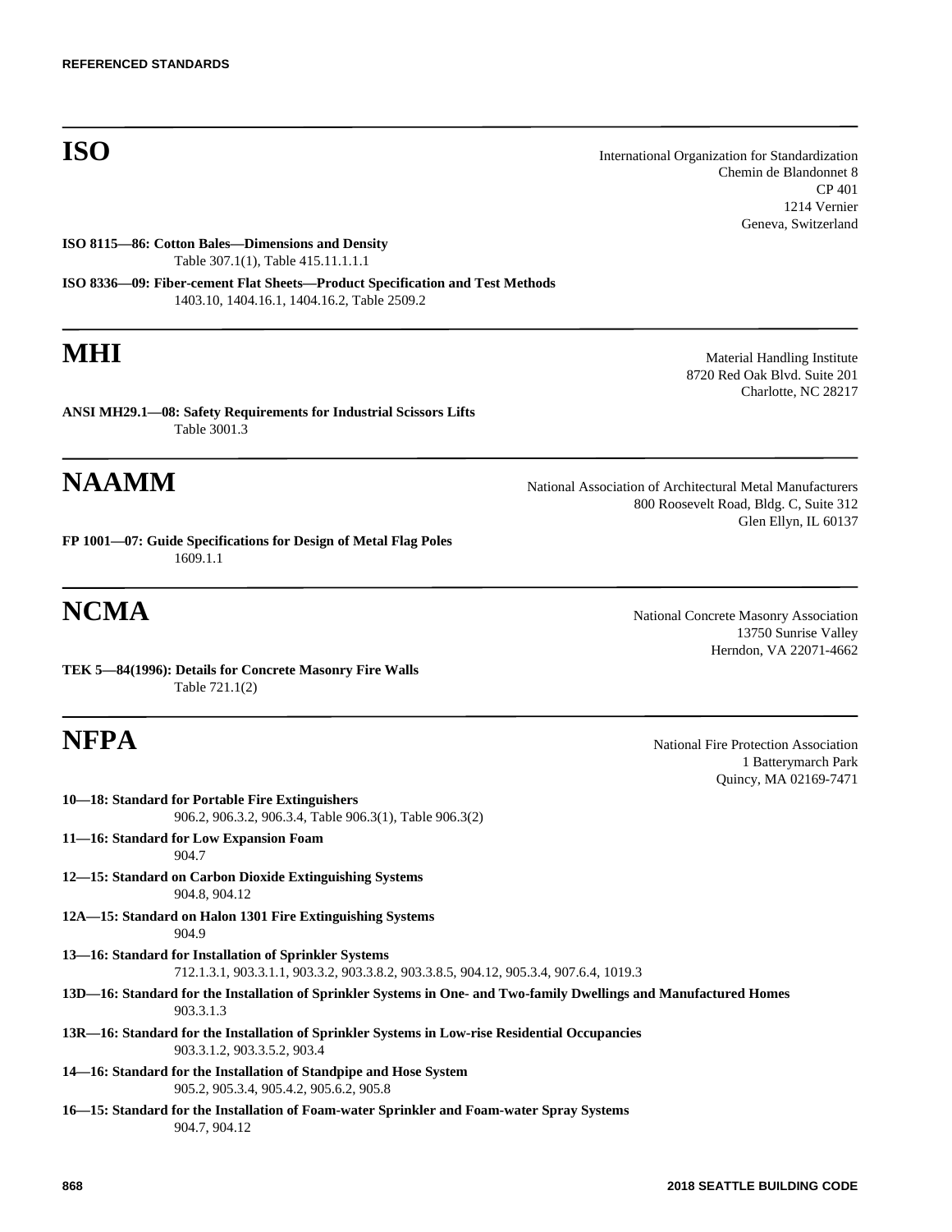## ISO

International Organization for Standardization
Chemin de Blandonnet 8
CP 401
1214 Vernier
Geneva, Switzerland

**ISO 8115—86: Cotton Bales—Dimensions and Density**
Table 307.1(1), Table 415.11.1.1.1

**ISO 8336—09: Fiber-cement Flat Sheets—Product Specification and Test Methods**
1403.10, 1404.16.1, 1404.16.2, Table 2509.2

## MHI

Material Handling Institute
8720 Red Oak Blvd. Suite 201
Charlotte, NC 28217

**ANSI MH29.1—08: Safety Requirements for Industrial Scissors Lifts**
Table 3001.3

## NAAMM

National Association of Architectural Metal Manufacturers
800 Roosevelt Road, Bldg. C, Suite 312
Glen Ellyn, IL 60137

**FP 1001—07: Guide Specifications for Design of Metal Flag Poles**
1609.1.1

## NCMA

National Concrete Masonry Association
13750 Sunrise Valley
Herndon, VA 22071-4662

**TEK 5—84(1996): Details for Concrete Masonry Fire Walls**
Table 721.1(2)

## NFPA

National Fire Protection Association
1 Batterymarch Park
Quincy, MA 02169-7471

**10—18: Standard for Portable Fire Extinguishers**
906.2, 906.3.2, 906.3.4, Table 906.3(1), Table 906.3(2)

**11—16: Standard for Low Expansion Foam**
904.7

**12—15: Standard on Carbon Dioxide Extinguishing Systems**
904.8, 904.12

**12A—15: Standard on Halon 1301 Fire Extinguishing Systems**
904.9

**13—16: Standard for Installation of Sprinkler Systems**
712.1.3.1, 903.3.1.1, 903.3.2, 903.3.8.2, 903.3.8.5, 904.12, 905.3.4, 907.6.4, 1019.3

**13D—16: Standard for the Installation of Sprinkler Systems in One- and Two-family Dwellings and Manufactured Homes**
903.3.1.3

**13R—16: Standard for the Installation of Sprinkler Systems in Low-rise Residential Occupancies**
903.3.1.2, 903.3.5.2, 903.4

**14—16: Standard for the Installation of Standpipe and Hose System**
905.2, 905.3.4, 905.4.2, 905.6.2, 905.8

**16—15: Standard for the Installation of Foam-water Sprinkler and Foam-water Spray Systems**
904.7, 904.12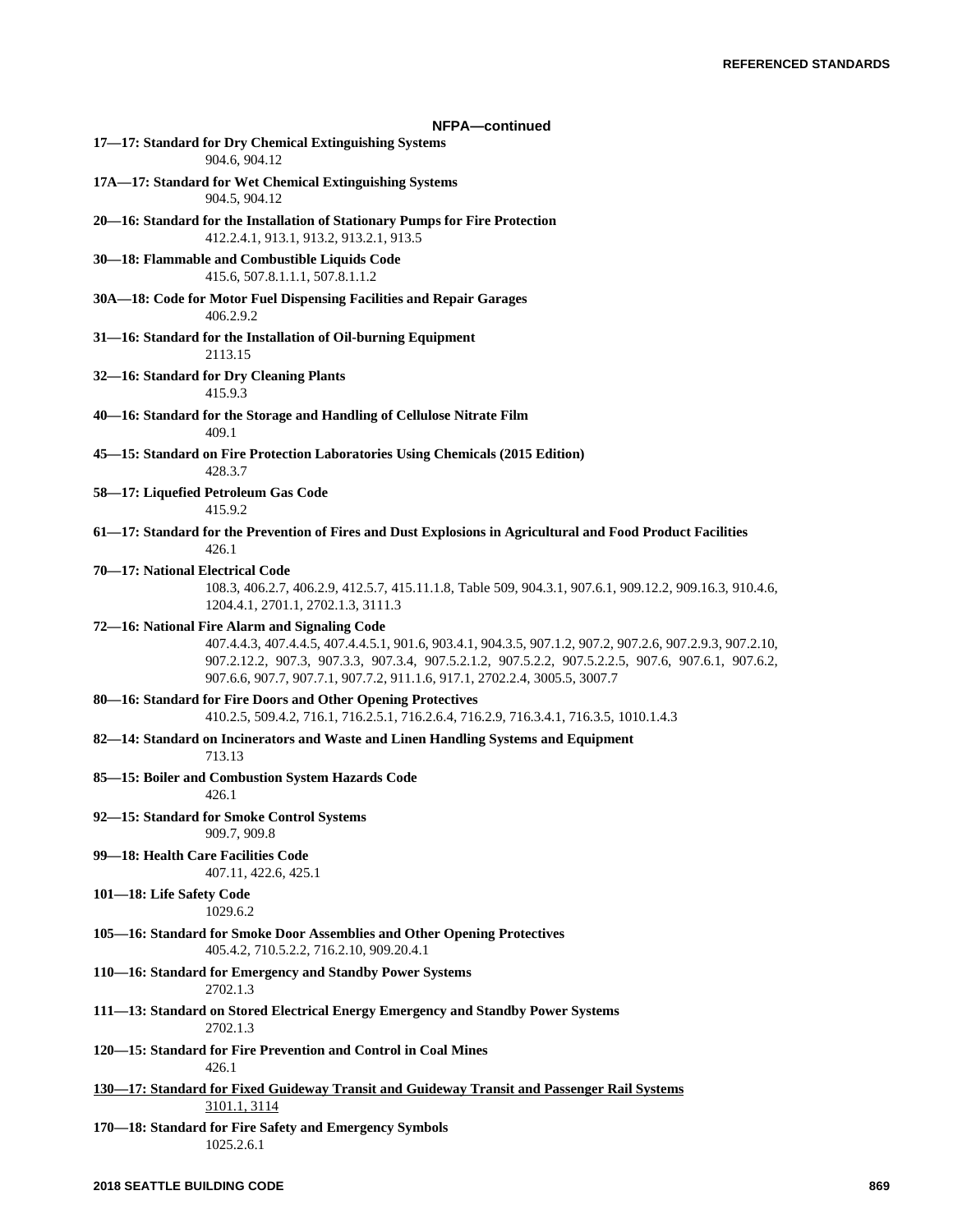## NFPA—continued

**17—17: Standard for Dry Chemical Extinguishing Systems**

904.6, 904.12

**17A—17: Standard for Wet Chemical Extinguishing Systems**

904.5, 904.12

**20—16: Standard for the Installation of Stationary Pumps for Fire Protection**

412.2.4.1, 913.1, 913.2, 913.2.1, 913.5

**30—18: Flammable and Combustible Liquids Code**

415.6, 507.8.1.1.1, 507.8.1.1.2

**30A—18: Code for Motor Fuel Dispensing Facilities and Repair Garages**

406.2.9.2

**31—16: Standard for the Installation of Oil-burning Equipment**

2113.15

**32—16: Standard for Dry Cleaning Plants**

415.9.3

**40—16: Standard for the Storage and Handling of Cellulose Nitrate Film**

409.1

**45—15: Standard on Fire Protection Laboratories Using Chemicals (2015 Edition)**

428.3.7

**58—17: Liquefied Petroleum Gas Code**

415.9.2

**61—17: Standard for the Prevention of Fires and Dust Explosions in Agricultural and Food Product Facilities**

426.1

**70—17: National Electrical Code**

108.3, 406.2.7, 406.2.9, 412.5.7, 415.11.1.8, Table 509, 904.3.1, 907.6.1, 909.12.2, 909.16.3, 910.4.6, 1204.4.1, 2701.1, 2702.1.3, 3111.3

**72—16: National Fire Alarm and Signaling Code**

407.4.4.3, 407.4.4.5, 407.4.4.5.1, 901.6, 903.4.1, 904.3.5, 907.1.2, 907.2, 907.2.6, 907.2.9.3, 907.2.10, 907.2.12.2, 907.3, 907.3.3, 907.3.4, 907.5.2.1.2, 907.5.2.2, 907.5.2.2.5, 907.6, 907.6.1, 907.6.2, 907.6.6, 907.7, 907.7.1, 907.7.2, 911.1.6, 917.1, 2702.2.4, 3005.5, 3007.7

**80—16: Standard for Fire Doors and Other Opening Protectives**

410.2.5, 509.4.2, 716.1, 716.2.5.1, 716.2.6.4, 716.2.9, 716.3.4.1, 716.3.5, 1010.1.4.3

**82—14: Standard on Incinerators and Waste and Linen Handling Systems and Equipment**

713.13

**85—15: Boiler and Combustion System Hazards Code**

426.1

**92—15: Standard for Smoke Control Systems**

909.7, 909.8

**99—18: Health Care Facilities Code**

407.11, 422.6, 425.1

**101—18: Life Safety Code**

1029.6.2

**105—16: Standard for Smoke Door Assemblies and Other Opening Protectives**

405.4.2, 710.5.2.2, 716.2.10, 909.20.4.1

**110—16: Standard for Emergency and Standby Power Systems**

2702.1.3

**111—13: Standard on Stored Electrical Energy Emergency and Standby Power Systems**

2702.1.3

**120—15: Standard for Fire Prevention and Control in Coal Mines**

426.1

<u>**130—17: Standard for Fixed Guideway Transit and Guideway Transit and Passenger Rail Systems**</u>

<u>3101.1, 3114</u>

**170—18: Standard for Fire Safety and Emergency Symbols**

1025.2.6.1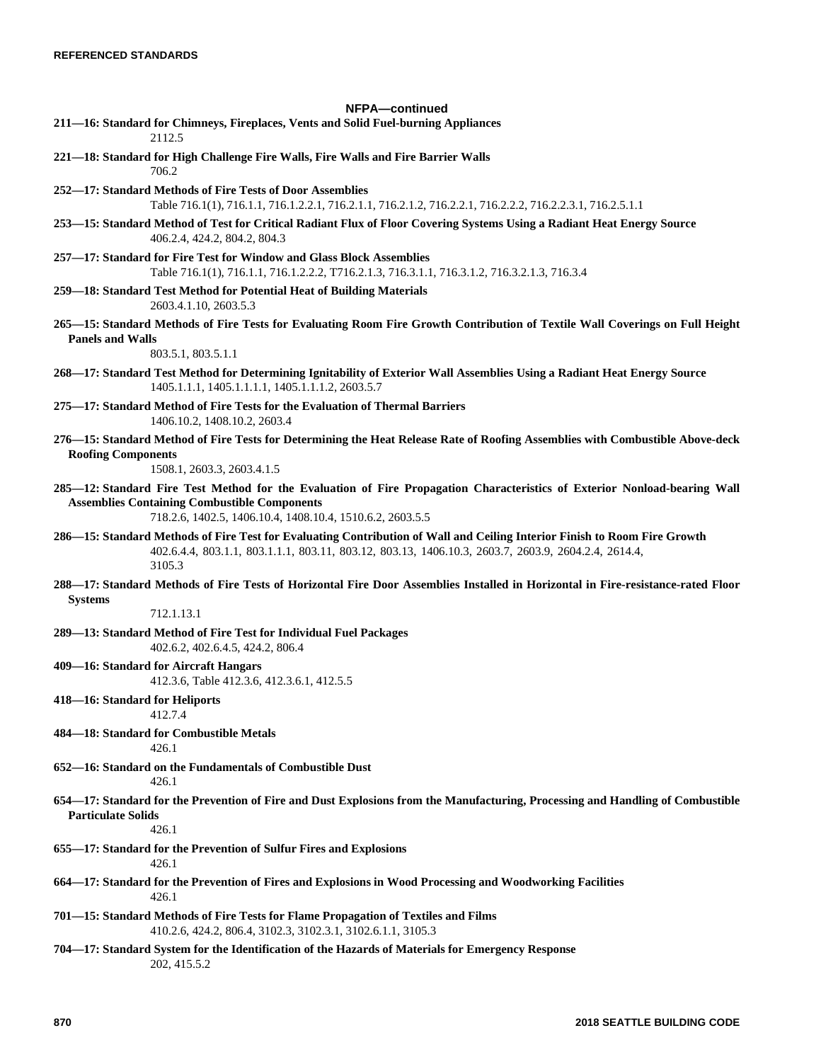**NFPA—continued**

**211—16: Standard for Chimneys, Fireplaces, Vents and Solid Fuel-burning Appliances**
2112.5

**221—18: Standard for High Challenge Fire Walls, Fire Walls and Fire Barrier Walls**
706.2

**252—17: Standard Methods of Fire Tests of Door Assemblies**
Table 716.1(1), 716.1.1, 716.1.2.2.1, 716.2.1.1, 716.2.1.2, 716.2.2.1, 716.2.2.2, 716.2.2.3.1, 716.2.5.1.1

**253—15: Standard Method of Test for Critical Radiant Flux of Floor Covering Systems Using a Radiant Heat Energy Source**
406.2.4, 424.2, 804.2, 804.3

**257—17: Standard for Fire Test for Window and Glass Block Assemblies**
Table 716.1(1), 716.1.1, 716.1.2.2.2, T716.2.1.3, 716.3.1.1, 716.3.1.2, 716.3.2.1.3, 716.3.4

**259—18: Standard Test Method for Potential Heat of Building Materials**
2603.4.1.10, 2603.5.3

**265—15: Standard Methods of Fire Tests for Evaluating Room Fire Growth Contribution of Textile Wall Coverings on Full Height Panels and Walls**
803.5.1, 803.5.1.1

**268—17: Standard Test Method for Determining Ignitability of Exterior Wall Assemblies Using a Radiant Heat Energy Source**
1405.1.1.1, 1405.1.1.1.1, 1405.1.1.1.2, 2603.5.7

**275—17: Standard Method of Fire Tests for the Evaluation of Thermal Barriers**
1406.10.2, 1408.10.2, 2603.4

**276—15: Standard Method of Fire Tests for Determining the Heat Release Rate of Roofing Assemblies with Combustible Above-deck Roofing Components**
1508.1, 2603.3, 2603.4.1.5

**285—12: Standard Fire Test Method for the Evaluation of Fire Propagation Characteristics of Exterior Nonload-bearing Wall Assemblies Containing Combustible Components**
718.2.6, 1402.5, 1406.10.4, 1408.10.4, 1510.6.2, 2603.5.5

**286—15: Standard Methods of Fire Test for Evaluating Contribution of Wall and Ceiling Interior Finish to Room Fire Growth**
402.6.4.4, 803.1.1, 803.1.1.1, 803.11, 803.12, 803.13, 1406.10.3, 2603.7, 2603.9, 2604.2.4, 2614.4, 3105.3

**288—17: Standard Methods of Fire Tests of Horizontal Fire Door Assemblies Installed in Horizontal in Fire-resistance-rated Floor Systems**
712.1.13.1

**289—13: Standard Method of Fire Test for Individual Fuel Packages**
402.6.2, 402.6.4.5, 424.2, 806.4

**409—16: Standard for Aircraft Hangars**
412.3.6, Table 412.3.6, 412.3.6.1, 412.5.5

**418—16: Standard for Heliports**
412.7.4

**484—18: Standard for Combustible Metals**
426.1

**652—16: Standard on the Fundamentals of Combustible Dust**
426.1

**654—17: Standard for the Prevention of Fire and Dust Explosions from the Manufacturing, Processing and Handling of Combustible Particulate Solids**
426.1

**655—17: Standard for the Prevention of Sulfur Fires and Explosions**
426.1

**664—17: Standard for the Prevention of Fires and Explosions in Wood Processing and Woodworking Facilities**
426.1

**701—15: Standard Methods of Fire Tests for Flame Propagation of Textiles and Films**
410.2.6, 424.2, 806.4, 3102.3, 3102.3.1, 3102.6.1.1, 3105.3

**704—17: Standard System for the Identification of the Hazards of Materials for Emergency Response**
202, 415.5.2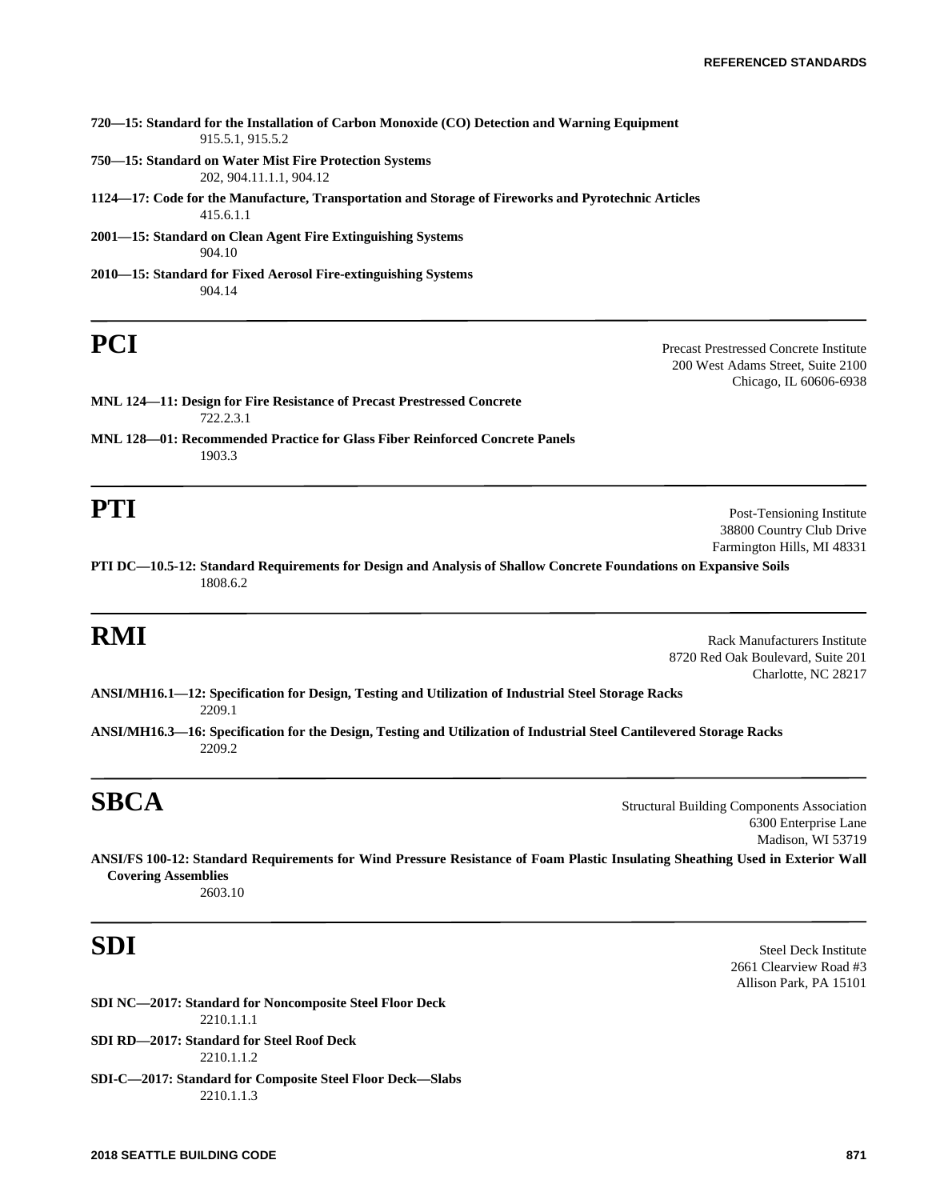**720—15: Standard for the Installation of Carbon Monoxide (CO) Detection and Warning Equipment**
915.5.1, 915.5.2

**750—15: Standard on Water Mist Fire Protection Systems**
202, 904.11.1.1, 904.12

**1124—17: Code for the Manufacture, Transportation and Storage of Fireworks and Pyrotechnic Articles**
415.6.1.1

**2001—15: Standard on Clean Agent Fire Extinguishing Systems**
904.10

**2010—15: Standard for Fixed Aerosol Fire-extinguishing Systems**
904.14

---

## PCI

Precast Prestressed Concrete Institute
200 West Adams Street, Suite 2100
Chicago, IL 60606-6938

**MNL 124—11: Design for Fire Resistance of Precast Prestressed Concrete**
722.2.3.1

**MNL 128—01: Recommended Practice for Glass Fiber Reinforced Concrete Panels**
1903.3

---

## PTI

Post-Tensioning Institute
38800 Country Club Drive
Farmington Hills, MI 48331

**PTI DC—10.5-12: Standard Requirements for Design and Analysis of Shallow Concrete Foundations on Expansive Soils**
1808.6.2

---

## RMI

Rack Manufacturers Institute
8720 Red Oak Boulevard, Suite 201
Charlotte, NC 28217

**ANSI/MH16.1—12: Specification for Design, Testing and Utilization of Industrial Steel Storage Racks**
2209.1

**ANSI/MH16.3—16: Specification for the Design, Testing and Utilization of Industrial Steel Cantilevered Storage Racks**
2209.2

---

## SBCA

Structural Building Components Association
6300 Enterprise Lane
Madison, WI 53719

**ANSI/FS 100-12: Standard Requirements for Wind Pressure Resistance of Foam Plastic Insulating Sheathing Used in Exterior Wall Covering Assemblies**
2603.10

---

## SDI

Steel Deck Institute
2661 Clearview Road #3
Allison Park, PA 15101

**SDI NC—2017: Standard for Noncomposite Steel Floor Deck**
2210.1.1.1

**SDI RD—2017: Standard for Steel Roof Deck**
2210.1.1.2

**SDI-C—2017: Standard for Composite Steel Floor Deck—Slabs**
2210.1.1.3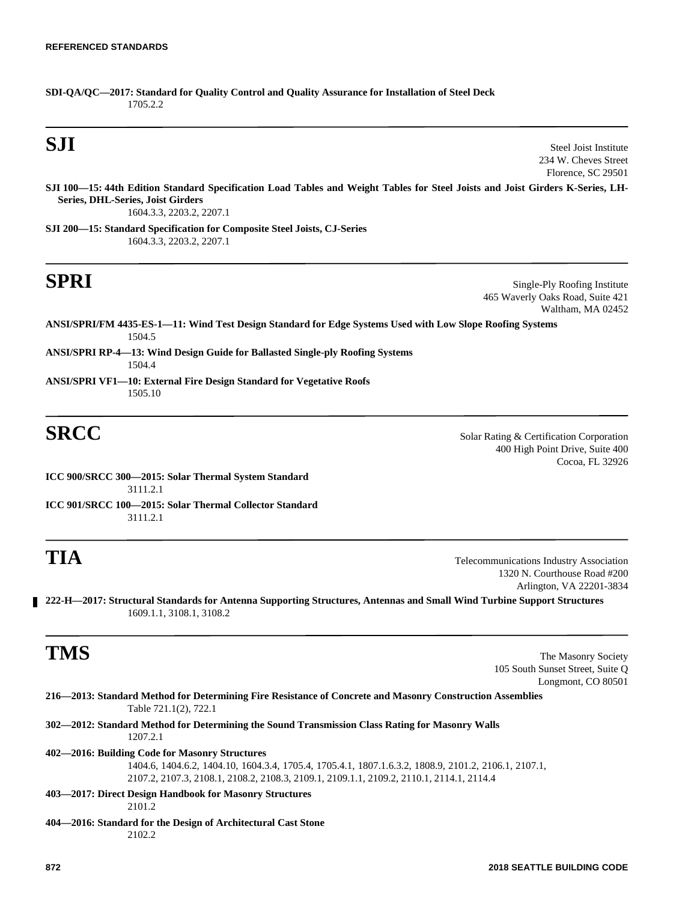**SDI-QA/QC—2017: Standard for Quality Control and Quality Assurance for Installation of Steel Deck**
1705.2.2

---

# SJI

Steel Joist Institute
234 W. Cheves Street
Florence, SC 29501

**SJI 100—15: 44th Edition Standard Specification Load Tables and Weight Tables for Steel Joists and Joist Girders K-Series, LH-Series, DHL-Series, Joist Girders**
1604.3.3, 2203.2, 2207.1

**SJI 200—15: Standard Specification for Composite Steel Joists, CJ-Series**
1604.3.3, 2203.2, 2207.1

---

# SPRI

Single-Ply Roofing Institute
465 Waverly Oaks Road, Suite 421
Waltham, MA 02452

**ANSI/SPRI/FM 4435-ES-1—11: Wind Test Design Standard for Edge Systems Used with Low Slope Roofing Systems**
1504.5

**ANSI/SPRI RP-4—13: Wind Design Guide for Ballasted Single-ply Roofing Systems**
1504.4

**ANSI/SPRI VF1—10: External Fire Design Standard for Vegetative Roofs**
1505.10

---

# SRCC

Solar Rating & Certification Corporation
400 High Point Drive, Suite 400
Cocoa, FL 32926

**ICC 900/SRCC 300—2015: Solar Thermal System Standard**
3111.2.1

**ICC 901/SRCC 100—2015: Solar Thermal Collector Standard**
3111.2.1

---

# TIA

Telecommunications Industry Association
1320 N. Courthouse Road #200
Arlington, VA 22201-3834

**222-H—2017: Structural Standards for Antenna Supporting Structures, Antennas and Small Wind Turbine Support Structures**
1609.1.1, 3108.1, 3108.2

---

# TMS

The Masonry Society
105 South Sunset Street, Suite Q
Longmont, CO 80501

**216—2013: Standard Method for Determining Fire Resistance of Concrete and Masonry Construction Assemblies**
Table 721.1(2), 722.1

**302—2012: Standard Method for Determining the Sound Transmission Class Rating for Masonry Walls**
1207.2.1

**402—2016: Building Code for Masonry Structures**
1404.6, 1404.6.2, 1404.10, 1604.3.4, 1705.4, 1705.4.1, 1807.1.6.3.2, 1808.9, 2101.2, 2106.1, 2107.1, 2107.2, 2107.3, 2108.1, 2108.2, 2108.3, 2109.1, 2109.1.1, 2109.2, 2110.1, 2114.1, 2114.4

**403—2017: Direct Design Handbook for Masonry Structures**
2101.2

**404—2016: Standard for the Design of Architectural Cast Stone**
2102.2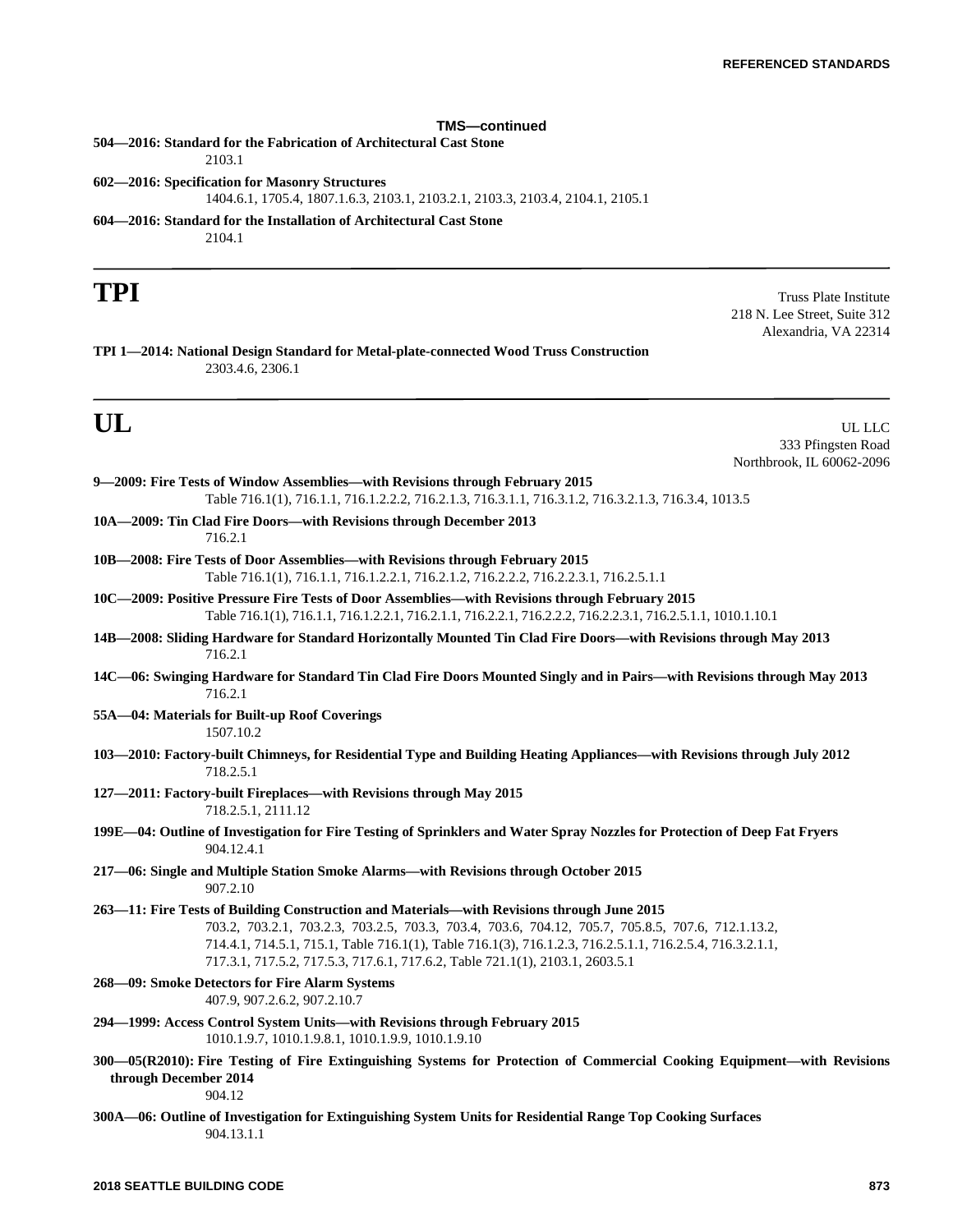**TMS—continued**

**504—2016: Standard for the Fabrication of Architectural Cast Stone**
2103.1

**602—2016: Specification for Masonry Structures**
1404.6.1, 1705.4, 1807.1.6.3, 2103.1, 2103.2.1, 2103.3, 2103.4, 2104.1, 2105.1

**604—2016: Standard for the Installation of Architectural Cast Stone**
2104.1

---

# TPI

Truss Plate Institute
218 N. Lee Street, Suite 312
Alexandria, VA 22314

**TPI 1—2014: National Design Standard for Metal-plate-connected Wood Truss Construction**
2303.4.6, 2306.1

---

# UL

UL LLC
333 Pfingsten Road
Northbrook, IL 60062-2096

**9—2009: Fire Tests of Window Assemblies—with Revisions through February 2015**
Table 716.1(1), 716.1.1, 716.1.2.2.2, 716.2.1.3, 716.3.1.1, 716.3.1.2, 716.3.2.1.3, 716.3.4, 1013.5

**10A—2009: Tin Clad Fire Doors—with Revisions through December 2013**
716.2.1

**10B—2008: Fire Tests of Door Assemblies—with Revisions through February 2015**
Table 716.1(1), 716.1.1, 716.1.2.2.1, 716.2.1.2, 716.2.2.2, 716.2.2.3.1, 716.2.5.1.1

**10C—2009: Positive Pressure Fire Tests of Door Assemblies—with Revisions through February 2015**
Table 716.1(1), 716.1.1, 716.1.2.2.1, 716.2.1.1, 716.2.2.1, 716.2.2.2, 716.2.2.3.1, 716.2.5.1.1, 1010.1.10.1

**14B—2008: Sliding Hardware for Standard Horizontally Mounted Tin Clad Fire Doors—with Revisions through May 2013**
716.2.1

**14C—06: Swinging Hardware for Standard Tin Clad Fire Doors Mounted Singly and in Pairs—with Revisions through May 2013**
716.2.1

**55A—04: Materials for Built-up Roof Coverings**
1507.10.2

**103—2010: Factory-built Chimneys, for Residential Type and Building Heating Appliances—with Revisions through July 2012**
718.2.5.1

**127—2011: Factory-built Fireplaces—with Revisions through May 2015**
718.2.5.1, 2111.12

**199E—04: Outline of Investigation for Fire Testing of Sprinklers and Water Spray Nozzles for Protection of Deep Fat Fryers**
904.12.4.1

**217—06: Single and Multiple Station Smoke Alarms—with Revisions through October 2015**
907.2.10

**263—11: Fire Tests of Building Construction and Materials—with Revisions through June 2015**
703.2, 703.2.1, 703.2.3, 703.2.5, 703.3, 703.4, 703.6, 704.12, 705.7, 705.8.5, 707.6, 712.1.13.2, 714.4.1, 714.5.1, 715.1, Table 716.1(1), Table 716.1(3), 716.1.2.3, 716.2.5.1.1, 716.2.5.4, 716.3.2.1.1, 717.3.1, 717.5.2, 717.5.3, 717.6.1, 717.6.2, Table 721.1(1), 2103.1, 2603.5.1

**268—09: Smoke Detectors for Fire Alarm Systems**
407.9, 907.2.6.2, 907.2.10.7

**294—1999: Access Control System Units—with Revisions through February 2015**
1010.1.9.7, 1010.1.9.8.1, 1010.1.9.9, 1010.1.9.10

**300—05(R2010): Fire Testing of Fire Extinguishing Systems for Protection of Commercial Cooking Equipment—with Revisions through December 2014**
904.12

**300A—06: Outline of Investigation for Extinguishing System Units for Residential Range Top Cooking Surfaces**
904.13.1.1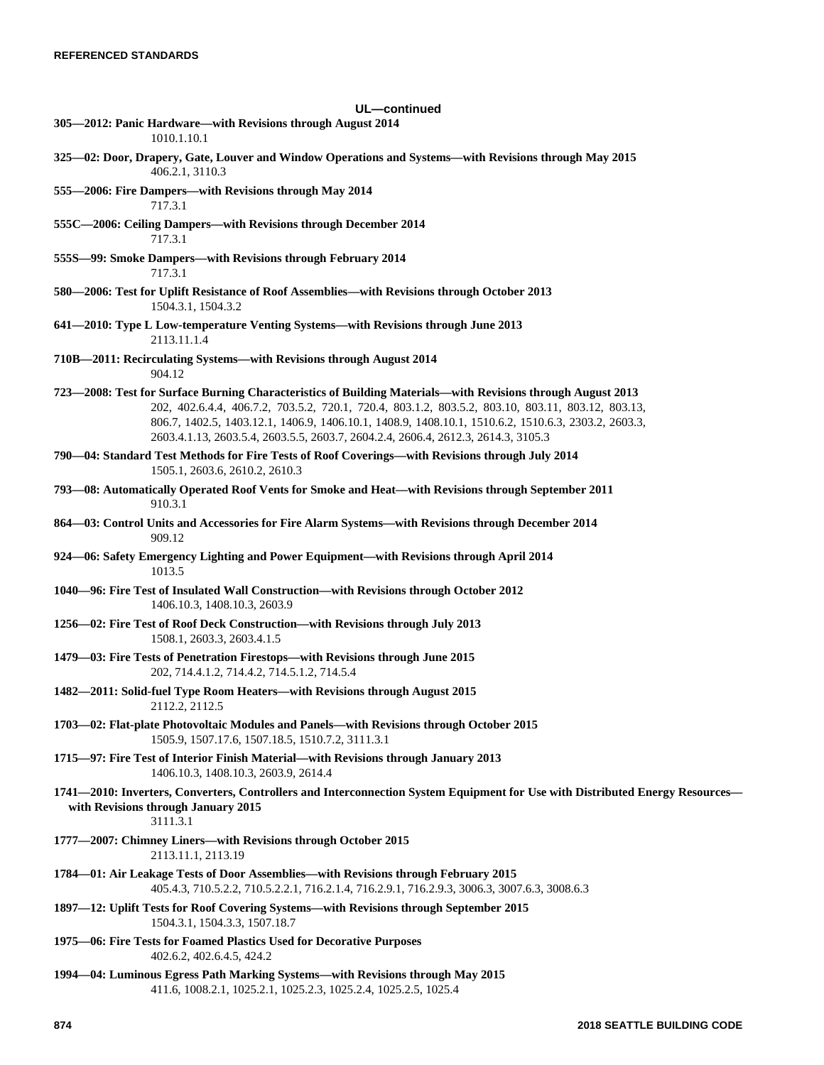**UL—continued**

**305—2012: Panic Hardware—with Revisions through August 2014**
1010.1.10.1

**325—02: Door, Drapery, Gate, Louver and Window Operations and Systems—with Revisions through May 2015**
406.2.1, 3110.3

**555—2006: Fire Dampers—with Revisions through May 2014**
717.3.1

**555C—2006: Ceiling Dampers—with Revisions through December 2014**
717.3.1

**555S—99: Smoke Dampers—with Revisions through February 2014**
717.3.1

**580—2006: Test for Uplift Resistance of Roof Assemblies—with Revisions through October 2013**
1504.3.1, 1504.3.2

**641—2010: Type L Low-temperature Venting Systems—with Revisions through June 2013**
2113.11.1.4

**710B—2011: Recirculating Systems—with Revisions through August 2014**
904.12

**723—2008: Test for Surface Burning Characteristics of Building Materials—with Revisions through August 2013**
202, 402.6.4.4, 406.7.2, 703.5.2, 720.1, 720.4, 803.1.2, 803.5.2, 803.10, 803.11, 803.12, 803.13, 806.7, 1402.5, 1403.12.1, 1406.9, 1406.10.1, 1408.9, 1408.10.1, 1510.6.2, 1510.6.3, 2303.2, 2603.3, 2603.4.1.13, 2603.5.4, 2603.5.5, 2603.7, 2604.2.4, 2606.4, 2612.3, 2614.3, 3105.3

**790—04: Standard Test Methods for Fire Tests of Roof Coverings—with Revisions through July 2014**
1505.1, 2603.6, 2610.2, 2610.3

**793—08: Automatically Operated Roof Vents for Smoke and Heat—with Revisions through September 2011**
910.3.1

**864—03: Control Units and Accessories for Fire Alarm Systems—with Revisions through December 2014**
909.12

**924—06: Safety Emergency Lighting and Power Equipment—with Revisions through April 2014**
1013.5

**1040—96: Fire Test of Insulated Wall Construction—with Revisions through October 2012**
1406.10.3, 1408.10.3, 2603.9

**1256—02: Fire Test of Roof Deck Construction—with Revisions through July 2013**
1508.1, 2603.3, 2603.4.1.5

**1479—03: Fire Tests of Penetration Firestops—with Revisions through June 2015**
202, 714.4.1.2, 714.4.2, 714.5.1.2, 714.5.4

**1482—2011: Solid-fuel Type Room Heaters—with Revisions through August 2015**
2112.2, 2112.5

**1703—02: Flat-plate Photovoltaic Modules and Panels—with Revisions through October 2015**
1505.9, 1507.17.6, 1507.18.5, 1510.7.2, 3111.3.1

**1715—97: Fire Test of Interior Finish Material—with Revisions through January 2013**
1406.10.3, 1408.10.3, 2603.9, 2614.4

**1741—2010: Inverters, Converters, Controllers and Interconnection System Equipment for Use with Distributed Energy Resources—with Revisions through January 2015**
3111.3.1

**1777—2007: Chimney Liners—with Revisions through October 2015**
2113.11.1, 2113.19

**1784—01: Air Leakage Tests of Door Assemblies—with Revisions through February 2015**
405.4.3, 710.5.2.2, 710.5.2.2.1, 716.2.1.4, 716.2.9.1, 716.2.9.3, 3006.3, 3007.6.3, 3008.6.3

**1897—12: Uplift Tests for Roof Covering Systems—with Revisions through September 2015**
1504.3.1, 1504.3.3, 1507.18.7

**1975—06: Fire Tests for Foamed Plastics Used for Decorative Purposes**
402.6.2, 402.6.4.5, 424.2

**1994—04: Luminous Egress Path Marking Systems—with Revisions through May 2015**
411.6, 1008.2.1, 1025.2.1, 1025.2.3, 1025.2.4, 1025.2.5, 1025.4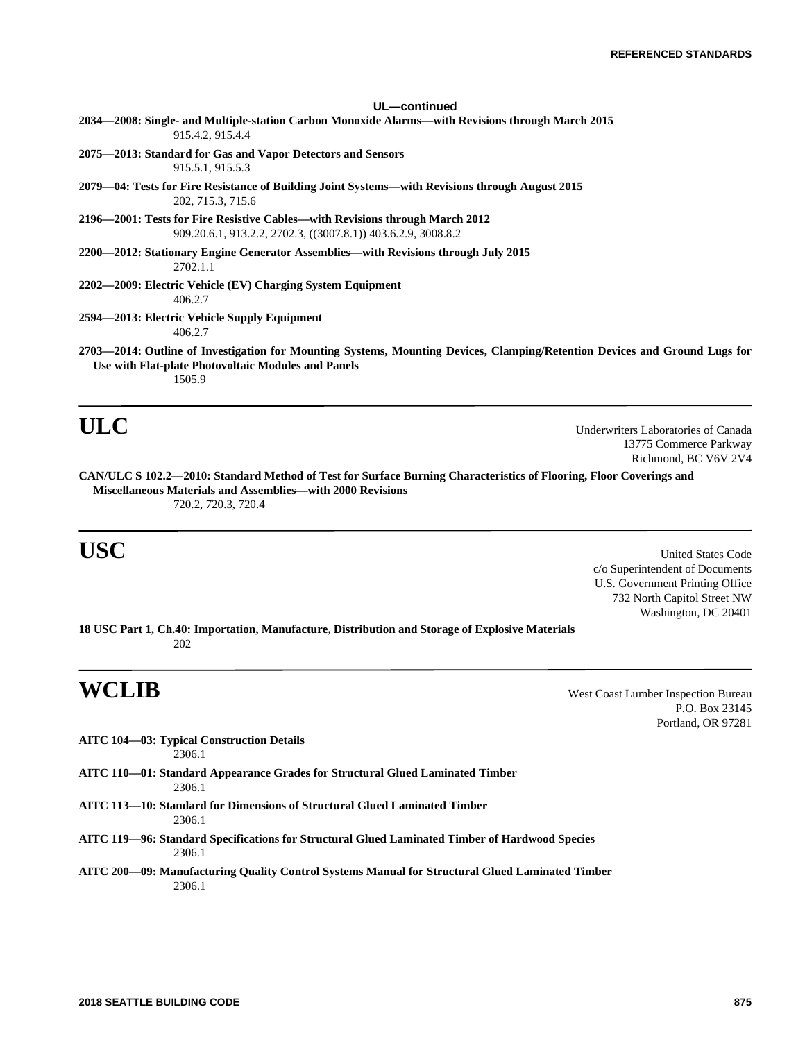**UL—continued**

**2034—2008: Single- and Multiple-station Carbon Monoxide Alarms—with Revisions through March 2015**
915.4.2, 915.4.4

**2075—2013: Standard for Gas and Vapor Detectors and Sensors**
915.5.1, 915.5.3

**2079—04: Tests for Fire Resistance of Building Joint Systems—with Revisions through August 2015**
202, 715.3, 715.6

**2196—2001: Tests for Fire Resistive Cables—with Revisions through March 2012**
909.20.6.1, 913.2.2, 2702.3, ((~~3007.8.1~~)) 403.6.2.9, 3008.8.2

**2200—2012: Stationary Engine Generator Assemblies—with Revisions through July 2015**
2702.1.1

**2202—2009: Electric Vehicle (EV) Charging System Equipment**
406.2.7

**2594—2013: Electric Vehicle Supply Equipment**
406.2.7

**2703—2014: Outline of Investigation for Mounting Systems, Mounting Devices, Clamping/Retention Devices and Ground Lugs for Use with Flat-plate Photovoltaic Modules and Panels**
1505.9

# ULC

Underwriters Laboratories of Canada
13775 Commerce Parkway
Richmond, BC V6V 2V4

**CAN/ULC S 102.2—2010: Standard Method of Test for Surface Burning Characteristics of Flooring, Floor Coverings and Miscellaneous Materials and Assemblies—with 2000 Revisions**
720.2, 720.3, 720.4

# USC

United States Code
c/o Superintendent of Documents
U.S. Government Printing Office
732 North Capitol Street NW
Washington, DC 20401

**18 USC Part 1, Ch.40: Importation, Manufacture, Distribution and Storage of Explosive Materials**
202

# WCLIB

West Coast Lumber Inspection Bureau
P.O. Box 23145
Portland, OR 97281

**AITC 104—03: Typical Construction Details**
2306.1

**AITC 110—01: Standard Appearance Grades for Structural Glued Laminated Timber**
2306.1

**AITC 113—10: Standard for Dimensions of Structural Glued Laminated Timber**
2306.1

**AITC 119—96: Standard Specifications for Structural Glued Laminated Timber of Hardwood Species**
2306.1

**AITC 200—09: Manufacturing Quality Control Systems Manual for Structural Glued Laminated Timber**
2306.1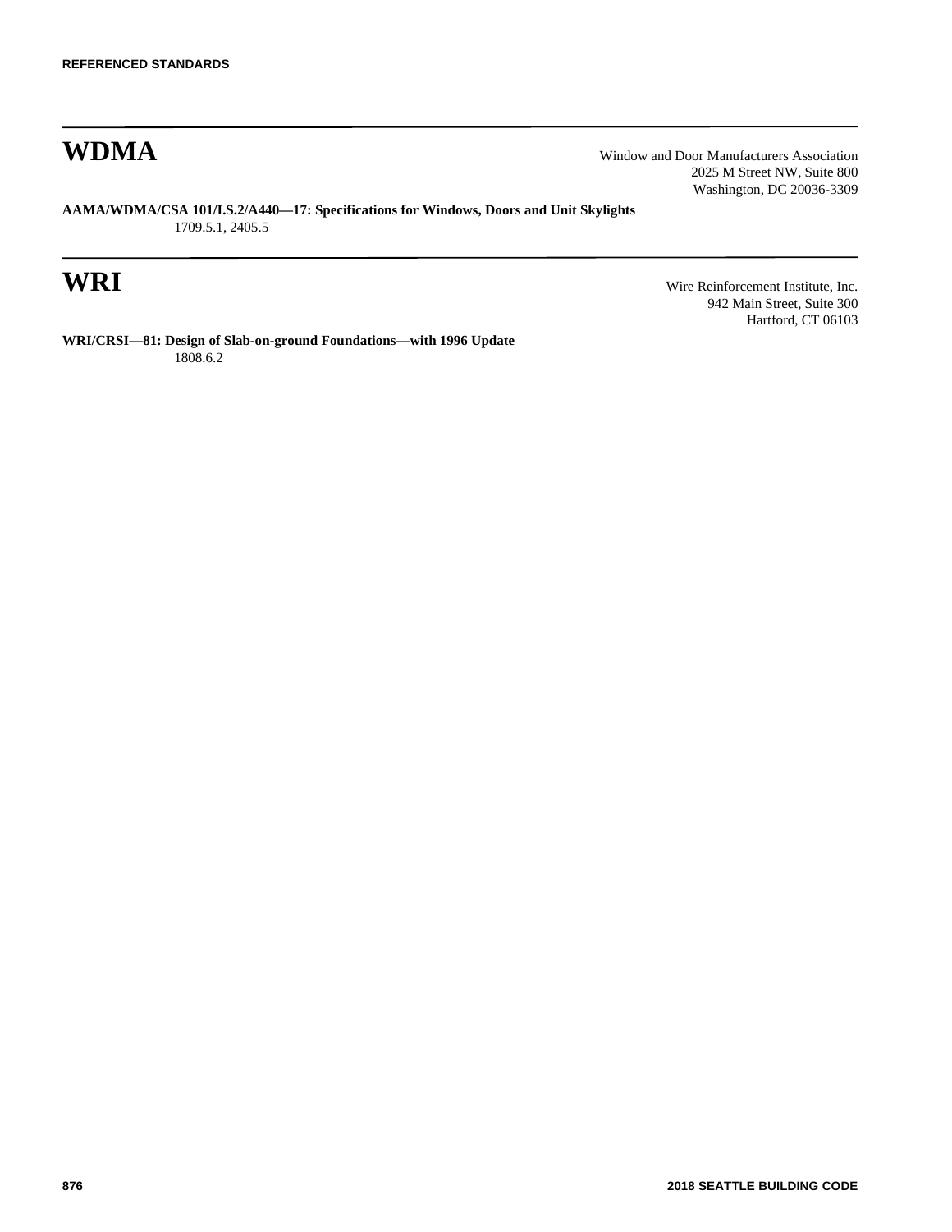## WDMA

Window and Door Manufacturers Association
2025 M Street NW, Suite 800
Washington, DC 20036-3309

**AAMA/WDMA/CSA 101/I.S.2/A440—17: Specifications for Windows, Doors and Unit Skylights**
1709.5.1, 2405.5

## WRI

Wire Reinforcement Institute, Inc.
942 Main Street, Suite 300
Hartford, CT 06103

**WRI/CRSI—81: Design of Slab-on-ground Foundations—with 1996 Update**
1808.6.2